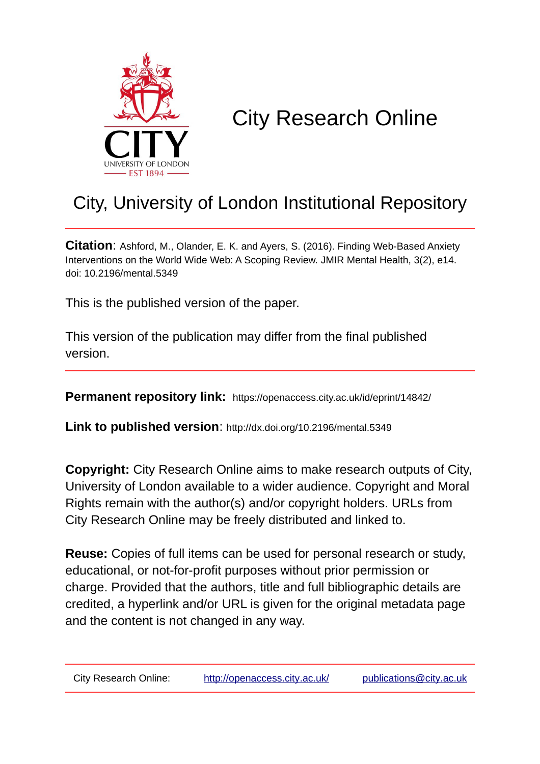# City Research Online

## City, University of London Institutional Repository

**Citation**: Ashford, M., Olander, E. K. and Ayers, S. (2016). Finding Web-Based Anxiety Interventions on the World Wide Web: A Scoping Review. JMIR Mental Health, 3(2), e14. doi: 10.2196/mental.5349

This is the published version of the paper.

This version of the publication may differ from the final published version.

**Permanent repository link:** https://openaccess.city.ac.uk/id/eprint/14842/

**Link to published version**: http://dx.doi.org/10.2196/mental.5349

**Copyright:** City Research Online aims to make research outputs of City, University of London available to a wider audience. Copyright and Moral Rights remain with the author(s) and/or copyright holders. URLs from City Research Online may be freely distributed and linked to.

**Reuse:** Copies of full items can be used for personal research or study, educational, or not-for-profit purposes without prior permission or charge. Provided that the authors, title and full bibliographic details are credited, a hyperlink and/or URL is given for the original metadata page and the content is not changed in any way.

City Research Online: http://openaccess.city.ac.uk/ publications@city.ac.uk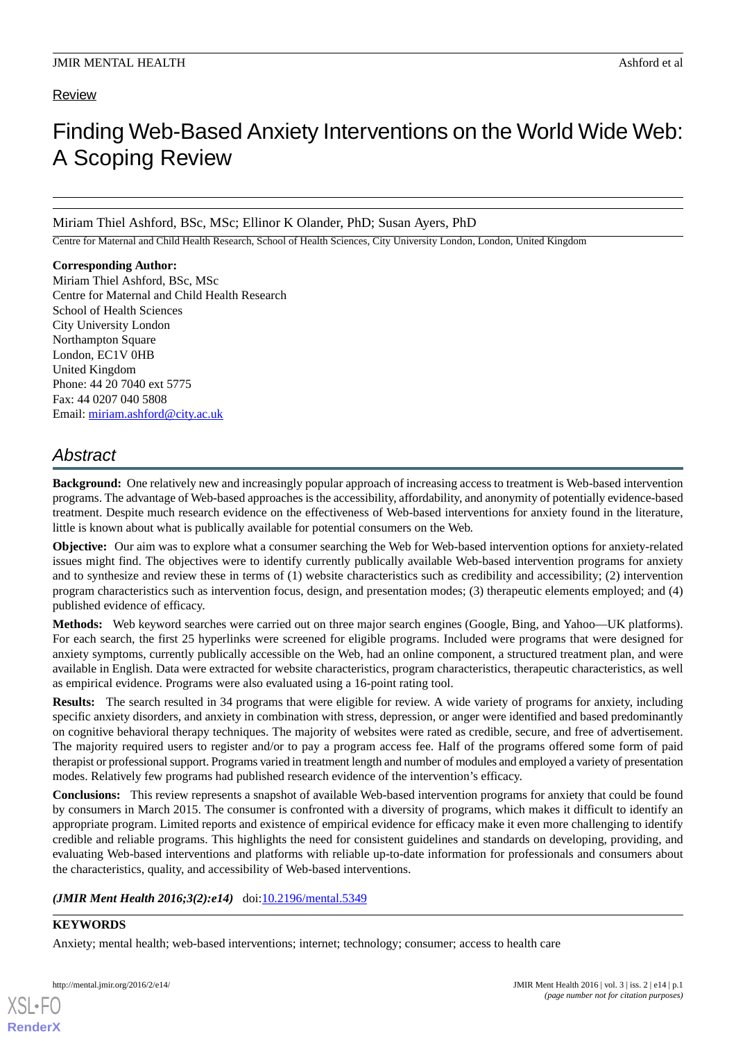Review

# Finding Web-Based Anxiety Interventions on the World Wide Web: A Scoping Review

Miriam Thiel Ashford, BSc, MSc; Ellinor K Olander, PhD; Susan Ayers, PhD

Centre for Maternal and Child Health Research, School of Health Sciences, City University London, London, United Kingdom

**Corresponding Author:**
Miriam Thiel Ashford, BSc, MSc
Centre for Maternal and Child Health Research
School of Health Sciences
City University London
Northampton Square
London, EC1V 0HB
United Kingdom
Phone: 44 20 7040 ext 5775
Fax: 44 0207 040 5808
Email: miriam.ashford@city.ac.uk

## Abstract

**Background:** One relatively new and increasingly popular approach of increasing access to treatment is Web-based intervention programs. The advantage of Web-based approaches is the accessibility, affordability, and anonymity of potentially evidence-based treatment. Despite much research evidence on the effectiveness of Web-based interventions for anxiety found in the literature, little is known about what is publically available for potential consumers on the Web.

**Objective:** Our aim was to explore what a consumer searching the Web for Web-based intervention options for anxiety-related issues might find. The objectives were to identify currently publically available Web-based intervention programs for anxiety and to synthesize and review these in terms of (1) website characteristics such as credibility and accessibility; (2) intervention program characteristics such as intervention focus, design, and presentation modes; (3) therapeutic elements employed; and (4) published evidence of efficacy.

**Methods:** Web keyword searches were carried out on three major search engines (Google, Bing, and Yahoo—UK platforms). For each search, the first 25 hyperlinks were screened for eligible programs. Included were programs that were designed for anxiety symptoms, currently publically accessible on the Web, had an online component, a structured treatment plan, and were available in English. Data were extracted for website characteristics, program characteristics, therapeutic characteristics, as well as empirical evidence. Programs were also evaluated using a 16-point rating tool.

**Results:** The search resulted in 34 programs that were eligible for review. A wide variety of programs for anxiety, including specific anxiety disorders, and anxiety in combination with stress, depression, or anger were identified and based predominantly on cognitive behavioral therapy techniques. The majority of websites were rated as credible, secure, and free of advertisement. The majority required users to register and/or to pay a program access fee. Half of the programs offered some form of paid therapist or professional support. Programs varied in treatment length and number of modules and employed a variety of presentation modes. Relatively few programs had published research evidence of the intervention's efficacy.

**Conclusions:** This review represents a snapshot of available Web-based intervention programs for anxiety that could be found by consumers in March 2015. The consumer is confronted with a diversity of programs, which makes it difficult to identify an appropriate program. Limited reports and existence of empirical evidence for efficacy make it even more challenging to identify credible and reliable programs. This highlights the need for consistent guidelines and standards on developing, providing, and evaluating Web-based interventions and platforms with reliable up-to-date information for professionals and consumers about the characteristics, quality, and accessibility of Web-based interventions.

***(JMIR Ment Health 2016;3(2):e14)*** doi:10.2196/mental.5349

**KEYWORDS**

Anxiety; mental health; web-based interventions; internet; technology; consumer; access to health care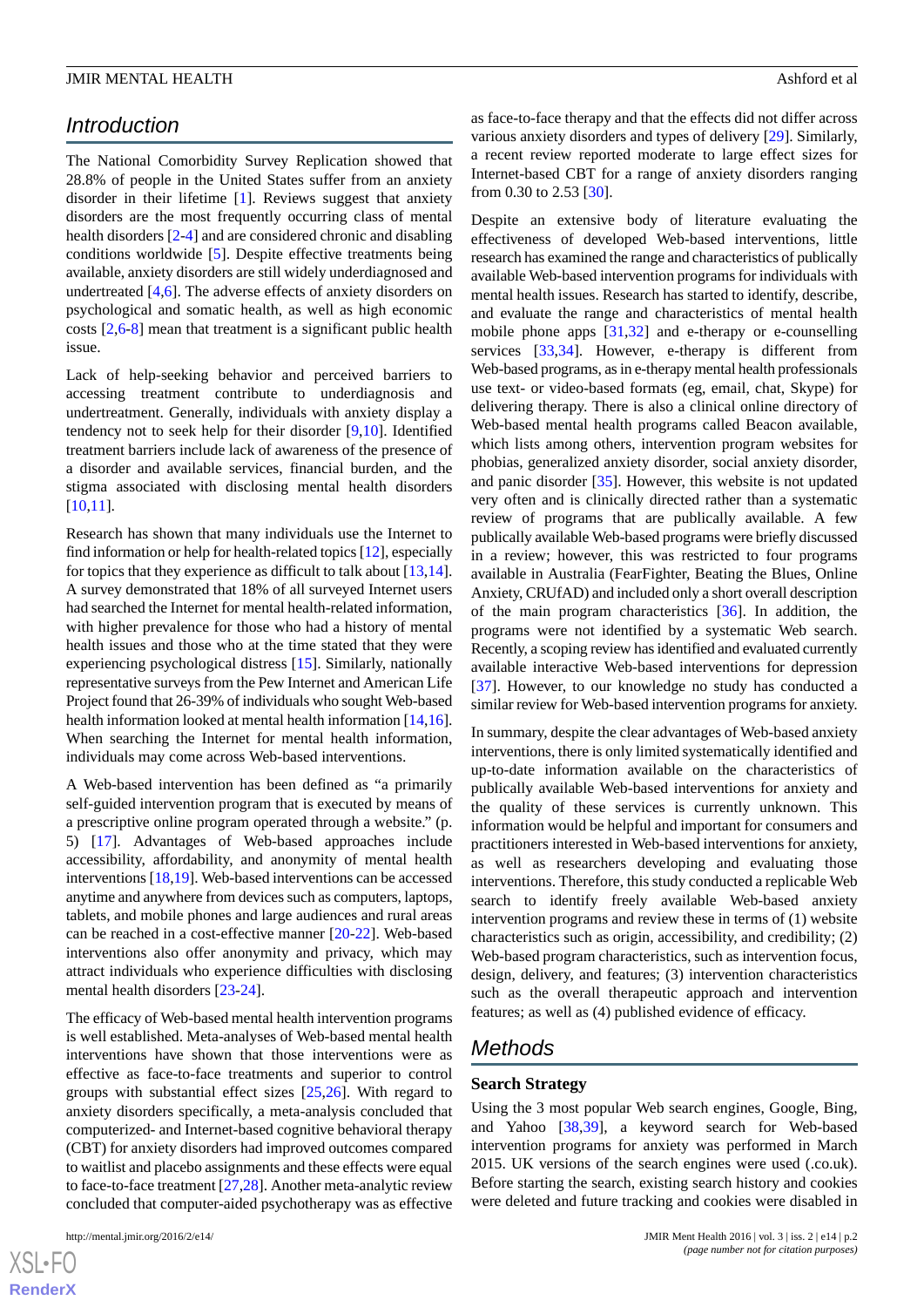## Introduction

The National Comorbidity Survey Replication showed that 28.8% of people in the United States suffer from an anxiety disorder in their lifetime [1]. Reviews suggest that anxiety disorders are the most frequently occurring class of mental health disorders [2-4] and are considered chronic and disabling conditions worldwide [5]. Despite effective treatments being available, anxiety disorders are still widely underdiagnosed and undertreated [4,6]. The adverse effects of anxiety disorders on psychological and somatic health, as well as high economic costs [2,6-8] mean that treatment is a significant public health issue.

Lack of help-seeking behavior and perceived barriers to accessing treatment contribute to underdiagnosis and undertreatment. Generally, individuals with anxiety display a tendency not to seek help for their disorder [9,10]. Identified treatment barriers include lack of awareness of the presence of a disorder and available services, financial burden, and the stigma associated with disclosing mental health disorders [10,11].

Research has shown that many individuals use the Internet to find information or help for health-related topics [12], especially for topics that they experience as difficult to talk about [13,14]. A survey demonstrated that 18% of all surveyed Internet users had searched the Internet for mental health-related information, with higher prevalence for those who had a history of mental health issues and those who at the time stated that they were experiencing psychological distress [15]. Similarly, nationally representative surveys from the Pew Internet and American Life Project found that 26-39% of individuals who sought Web-based health information looked at mental health information [14,16]. When searching the Internet for mental health information, individuals may come across Web-based interventions.

A Web-based intervention has been defined as "a primarily self-guided intervention program that is executed by means of a prescriptive online program operated through a website." (p. 5) [17]. Advantages of Web-based approaches include accessibility, affordability, and anonymity of mental health interventions [18,19]. Web-based interventions can be accessed anytime and anywhere from devices such as computers, laptops, tablets, and mobile phones and large audiences and rural areas can be reached in a cost-effective manner [20-22]. Web-based interventions also offer anonymity and privacy, which may attract individuals who experience difficulties with disclosing mental health disorders [23-24].

The efficacy of Web-based mental health intervention programs is well established. Meta-analyses of Web-based mental health interventions have shown that those interventions were as effective as face-to-face treatments and superior to control groups with substantial effect sizes [25,26]. With regard to anxiety disorders specifically, a meta-analysis concluded that computerized- and Internet-based cognitive behavioral therapy (CBT) for anxiety disorders had improved outcomes compared to waitlist and placebo assignments and these effects were equal to face-to-face treatment [27,28]. Another meta-analytic review concluded that computer-aided psychotherapy was as effective as face-to-face therapy and that the effects did not differ across various anxiety disorders and types of delivery [29]. Similarly, a recent review reported moderate to large effect sizes for Internet-based CBT for a range of anxiety disorders ranging from 0.30 to 2.53 [30].

Despite an extensive body of literature evaluating the effectiveness of developed Web-based interventions, little research has examined the range and characteristics of publically available Web-based intervention programs for individuals with mental health issues. Research has started to identify, describe, and evaluate the range and characteristics of mental health mobile phone apps [31,32] and e-therapy or e-counselling services [33,34]. However, e-therapy is different from Web-based programs, as in e-therapy mental health professionals use text- or video-based formats (eg, email, chat, Skype) for delivering therapy. There is also a clinical online directory of Web-based mental health programs called Beacon available, which lists among others, intervention program websites for phobias, generalized anxiety disorder, social anxiety disorder, and panic disorder [35]. However, this website is not updated very often and is clinically directed rather than a systematic review of programs that are publically available. A few publically available Web-based programs were briefly discussed in a review; however, this was restricted to four programs available in Australia (FearFighter, Beating the Blues, Online Anxiety, CRUfAD) and included only a short overall description of the main program characteristics [36]. In addition, the programs were not identified by a systematic Web search. Recently, a scoping review has identified and evaluated currently available interactive Web-based interventions for depression [37]. However, to our knowledge no study has conducted a similar review for Web-based intervention programs for anxiety.

In summary, despite the clear advantages of Web-based anxiety interventions, there is only limited systematically identified and up-to-date information available on the characteristics of publically available Web-based interventions for anxiety and the quality of these services is currently unknown. This information would be helpful and important for consumers and practitioners interested in Web-based interventions for anxiety, as well as researchers developing and evaluating those interventions. Therefore, this study conducted a replicable Web search to identify freely available Web-based anxiety intervention programs and review these in terms of (1) website characteristics such as origin, accessibility, and credibility; (2) Web-based program characteristics, such as intervention focus, design, delivery, and features; (3) intervention characteristics such as the overall therapeutic approach and intervention features; as well as (4) published evidence of efficacy.

## Methods

### Search Strategy

Using the 3 most popular Web search engines, Google, Bing, and Yahoo [38,39], a keyword search for Web-based intervention programs for anxiety was performed in March 2015. UK versions of the search engines were used (.co.uk). Before starting the search, existing search history and cookies were deleted and future tracking and cookies were disabled in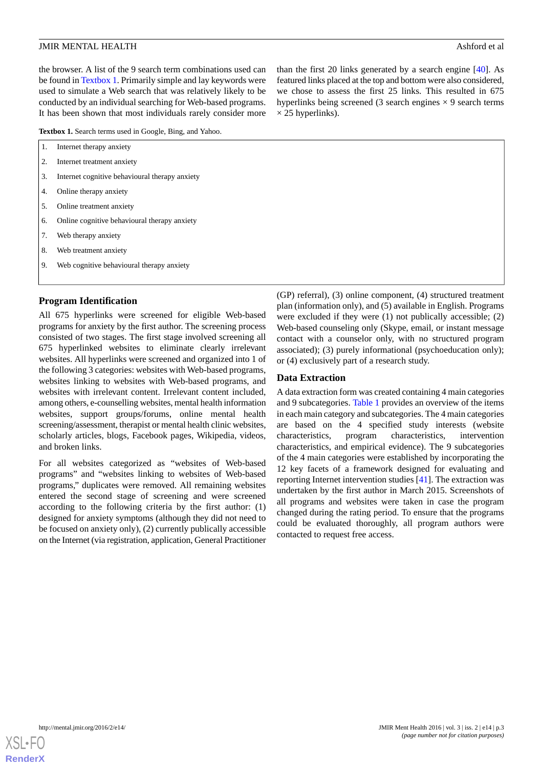the browser. A list of the 9 search term combinations used can be found in Textbox 1. Primarily simple and lay keywords were used to simulate a Web search that was relatively likely to be conducted by an individual searching for Web-based programs. It has been shown that most individuals rarely consider more than the first 20 links generated by a search engine [40]. As featured links placed at the top and bottom were also considered, we chose to assess the first 25 links. This resulted in 675 hyperlinks being screened (3 search engines × 9 search terms × 25 hyperlinks).

**Textbox 1.** Search terms used in Google, Bing, and Yahoo.

1. Internet therapy anxiety
2. Internet treatment anxiety
3. Internet cognitive behavioural therapy anxiety
4. Online therapy anxiety
5. Online treatment anxiety
6. Online cognitive behavioural therapy anxiety
7. Web therapy anxiety
8. Web treatment anxiety
9. Web cognitive behavioural therapy anxiety

### Program Identification

All 675 hyperlinks were screened for eligible Web-based programs for anxiety by the first author. The screening process consisted of two stages. The first stage involved screening all 675 hyperlinked websites to eliminate clearly irrelevant websites. All hyperlinks were screened and organized into 1 of the following 3 categories: websites with Web-based programs, websites linking to websites with Web-based programs, and websites with irrelevant content. Irrelevant content included, among others, e-counselling websites, mental health information websites, support groups/forums, online mental health screening/assessment, therapist or mental health clinic websites, scholarly articles, blogs, Facebook pages, Wikipedia, videos, and broken links.

For all websites categorized as "websites of Web-based programs" and "websites linking to websites of Web-based programs," duplicates were removed. All remaining websites entered the second stage of screening and were screened according to the following criteria by the first author: (1) designed for anxiety symptoms (although they did not need to be focused on anxiety only), (2) currently publically accessible on the Internet (via registration, application, General Practitioner (GP) referral), (3) online component, (4) structured treatment plan (information only), and (5) available in English. Programs were excluded if they were (1) not publically accessible; (2) Web-based counseling only (Skype, email, or instant message contact with a counselor only, with no structured program associated); (3) purely informational (psychoeducation only); or (4) exclusively part of a research study.

### Data Extraction

A data extraction form was created containing 4 main categories and 9 subcategories. Table 1 provides an overview of the items in each main category and subcategories. The 4 main categories are based on the 4 specified study interests (website characteristics, program characteristics, intervention characteristics, and empirical evidence). The 9 subcategories of the 4 main categories were established by incorporating the 12 key facets of a framework designed for evaluating and reporting Internet intervention studies [41]. The extraction was undertaken by the first author in March 2015. Screenshots of all programs and websites were taken in case the program changed during the rating period. To ensure that the programs could be evaluated thoroughly, all program authors were contacted to request free access.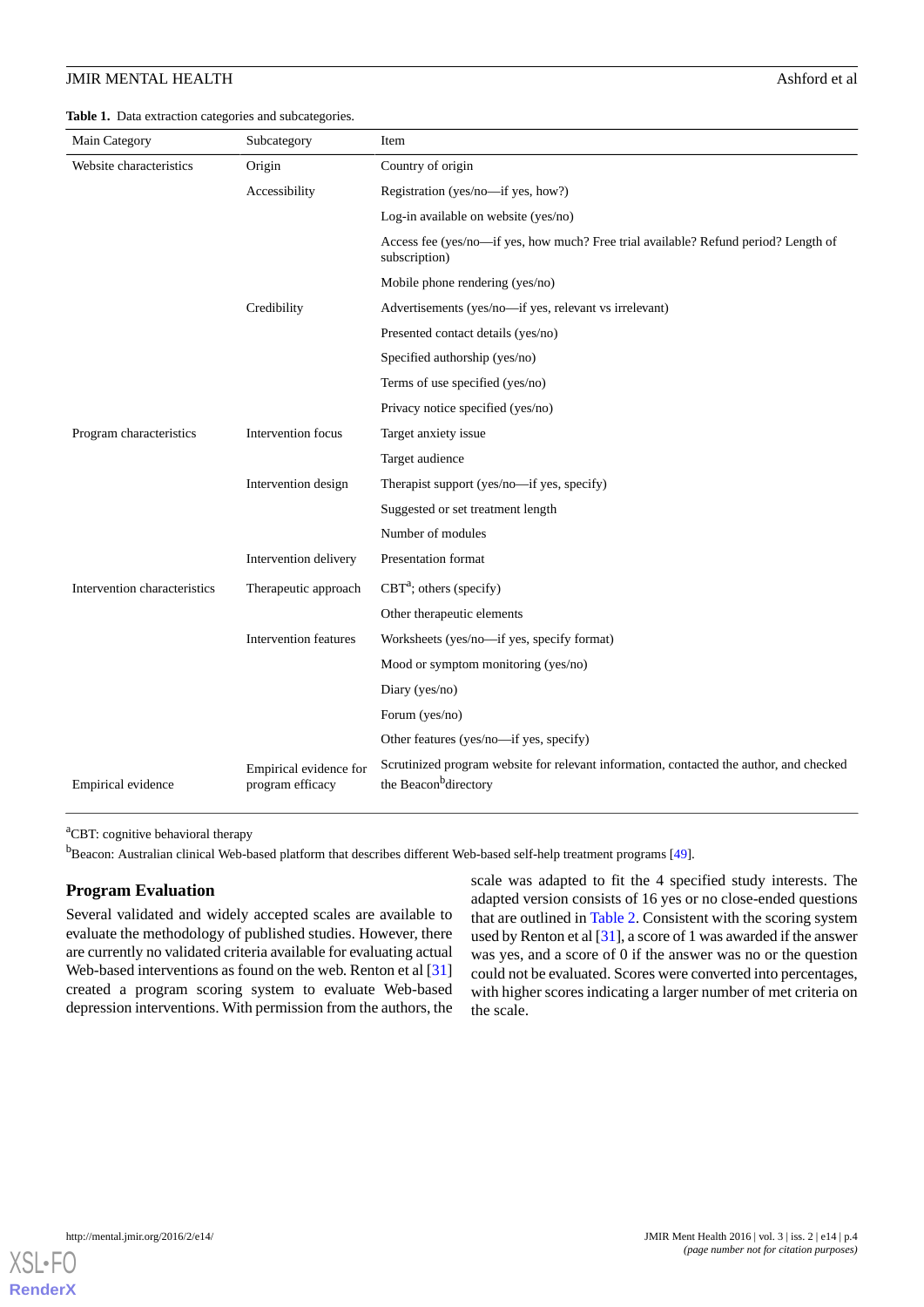**Table 1.** Data extraction categories and subcategories.

| Main Category | Subcategory | Item |
|---|---|---|
| Website characteristics | Origin | Country of origin |
| | Accessibility | Registration (yes/no—if yes, how?) |
| | | Log-in available on website (yes/no) |
| | | Access fee (yes/no—if yes, how much? Free trial available? Refund period? Length of subscription) |
| | | Mobile phone rendering (yes/no) |
| | Credibility | Advertisements (yes/no—if yes, relevant vs irrelevant) |
| | | Presented contact details (yes/no) |
| | | Specified authorship (yes/no) |
| | | Terms of use specified (yes/no) |
| | | Privacy notice specified (yes/no) |
| Program characteristics | Intervention focus | Target anxiety issue |
| | | Target audience |
| | Intervention design | Therapist support (yes/no—if yes, specify) |
| | | Suggested or set treatment length |
| | | Number of modules |
| | Intervention delivery | Presentation format |
| Intervention characteristics | Therapeutic approach | CBT[a]; others (specify) |
| | | Other therapeutic elements |
| | Intervention features | Worksheets (yes/no—if yes, specify format) |
| | | Mood or symptom monitoring (yes/no) |
| | | Diary (yes/no) |
| | | Forum (yes/no) |
| | | Other features (yes/no—if yes, specify) |
| Empirical evidence | Empirical evidence for program efficacy | Scrutinized program website for relevant information, contacted the author, and checked the Beacon[b] directory |

[a]CBT: cognitive behavioral therapy

[b]Beacon: Australian clinical Web-based platform that describes different Web-based self-help treatment programs [49].

## Program Evaluation

Several validated and widely accepted scales are available to evaluate the methodology of published studies. However, there are currently no validated criteria available for evaluating actual Web-based interventions as found on the web. Renton et al [31] created a program scoring system to evaluate Web-based depression interventions. With permission from the authors, the scale was adapted to fit the 4 specified study interests. The adapted version consists of 16 yes or no close-ended questions that are outlined in Table 2. Consistent with the scoring system used by Renton et al [31], a score of 1 was awarded if the answer was yes, and a score of 0 if the answer was no or the question could not be evaluated. Scores were converted into percentages, with higher scores indicating a larger number of met criteria on the scale.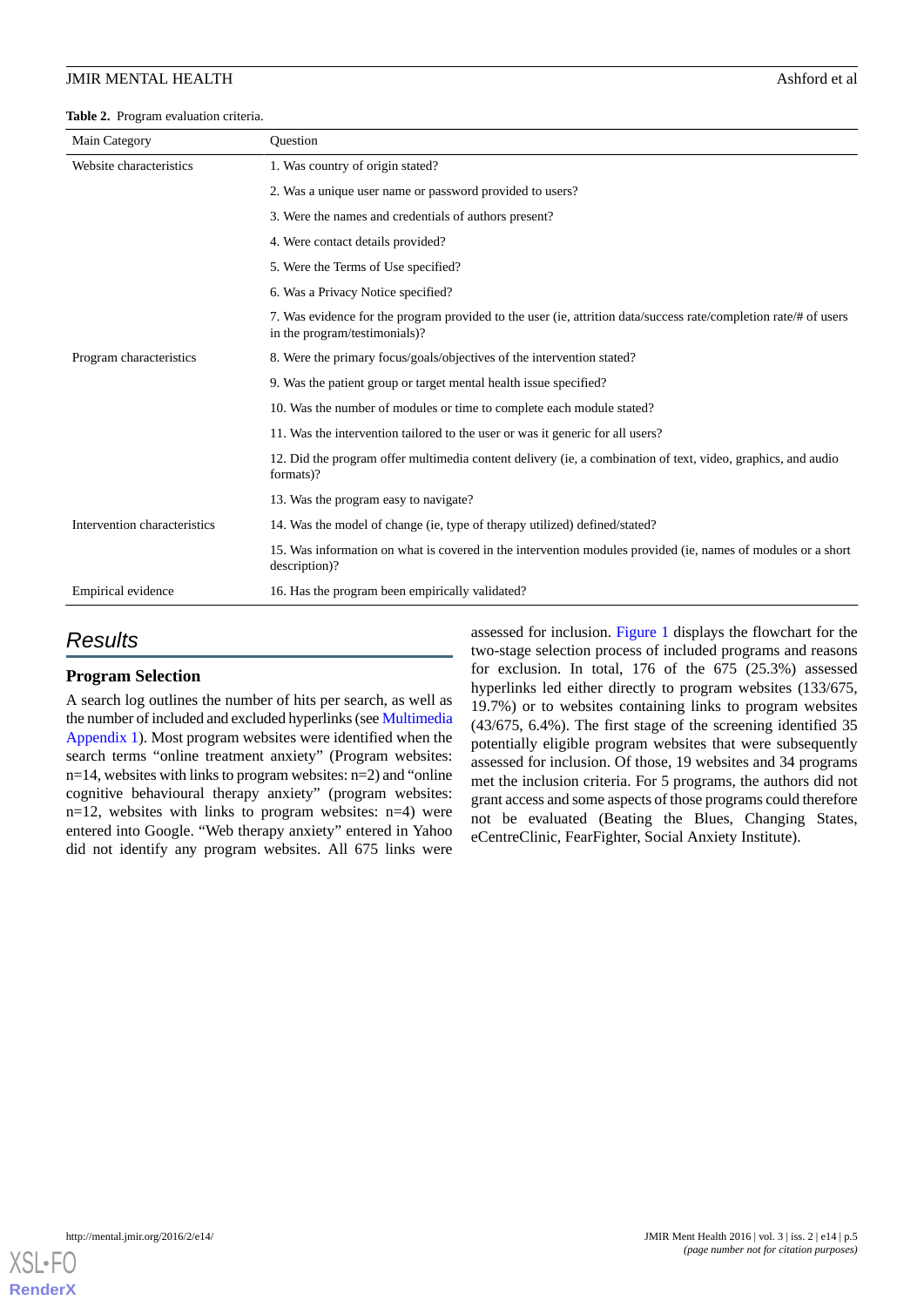**Table 2.** Program evaluation criteria.

| Main Category | Question |
| --- | --- |
| Website characteristics | 1. Was country of origin stated? |
| | 2. Was a unique user name or password provided to users? |
| | 3. Were the names and credentials of authors present? |
| | 4. Were contact details provided? |
| | 5. Were the Terms of Use specified? |
| | 6. Was a Privacy Notice specified? |
| | 7. Was evidence for the program provided to the user (ie, attrition data/success rate/completion rate/# of users in the program/testimonials)? |
| Program characteristics | 8. Were the primary focus/goals/objectives of the intervention stated? |
| | 9. Was the patient group or target mental health issue specified? |
| | 10. Was the number of modules or time to complete each module stated? |
| | 11. Was the intervention tailored to the user or was it generic for all users? |
| | 12. Did the program offer multimedia content delivery (ie, a combination of text, video, graphics, and audio formats)? |
| | 13. Was the program easy to navigate? |
| Intervention characteristics | 14. Was the model of change (ie, type of therapy utilized) defined/stated? |
| | 15. Was information on what is covered in the intervention modules provided (ie, names of modules or a short description)? |
| Empirical evidence | 16. Has the program been empirically validated? |

## Results

### Program Selection

A search log outlines the number of hits per search, as well as the number of included and excluded hyperlinks (see Multimedia Appendix 1). Most program websites were identified when the search terms "online treatment anxiety" (Program websites: n=14, websites with links to program websites: n=2) and "online cognitive behavioural therapy anxiety" (program websites: n=12, websites with links to program websites: n=4) were entered into Google. "Web therapy anxiety" entered in Yahoo did not identify any program websites. All 675 links were assessed for inclusion. Figure 1 displays the flowchart for the two-stage selection process of included programs and reasons for exclusion. In total, 176 of the 675 (25.3%) assessed hyperlinks led either directly to program websites (133/675, 19.7%) or to websites containing links to program websites (43/675, 6.4%). The first stage of the screening identified 35 potentially eligible program websites that were subsequently assessed for inclusion. Of those, 19 websites and 34 programs met the inclusion criteria. For 5 programs, the authors did not grant access and some aspects of those programs could therefore not be evaluated (Beating the Blues, Changing States, eCentreClinic, FearFighter, Social Anxiety Institute).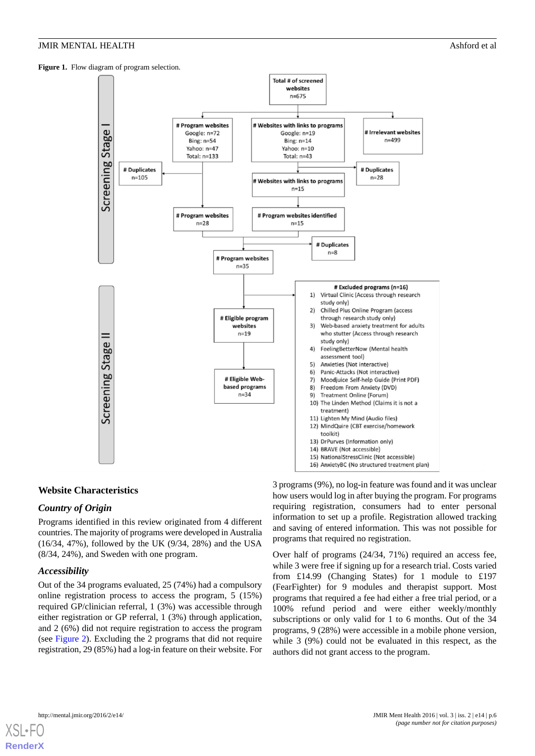**Figure 1.** Flow diagram of program selection.

Screening Stage I

Total # of screened websites n=675

# Program websites
Google: n=72
Bing: n=54
Yahoo: n=47
Total: n=133

# Websites with links to programs
Google: n=19
Bing: n=14
Yahoo: n=10
Total: n=43

# Irrelevant websites n=499

# Duplicates n=105

# Duplicates n=28

# Websites with links to programs n=15

# Program websites n=28

# Program websites identified n=15

# Duplicates n=8

# Program websites n=35

Screening Stage II

# Eligible program websites n=19

# Eligible Web-based programs n=34

# Excluded programs (n=16)

1) Virtual Clinic (Access through research study only)
2) Chilled Plus Online Program (access through research study only)
3) Web-based anxiety treatment for adults who stutter (Access through research study only)
4) FeelingBetterNow (Mental health assessment tool)
5) Anxieties (Not interactive)
6) Panic-Attacks (Not interactive)
7) Moodjuice Self-help Guide (Print PDF)
8) Freedom From Anxiety (DVD)
9) Treatment Online (Forum)
10) The Linden Method (Claims it is not a treatment)
11) Lighten My Mind (Audio files)
12) MindQuire (CBT exercise/homework toolkit)
13) DrPurves (Information only)
14) BRAVE (Not accessible)
15) NationalStressClinic (Not accessible)
16) AnxietyBC (No structured treatment plan)

## Website Characteristics

### *Country of Origin*

Programs identified in this review originated from 4 different countries. The majority of programs were developed in Australia (16/34, 47%), followed by the UK (9/34, 28%) and the USA (8/34, 24%), and Sweden with one program.

### *Accessibility*

Out of the 34 programs evaluated, 25 (74%) had a compulsory online registration process to access the program, 5 (15%) required GP/clinician referral, 1 (3%) was accessible through either registration or GP referral, 1 (3%) through application, and 2 (6%) did not require registration to access the program (see Figure 2). Excluding the 2 programs that did not require registration, 29 (85%) had a log-in feature on their website. For 3 programs (9%), no log-in feature was found and it was unclear how users would log in after buying the program. For programs requiring registration, consumers had to enter personal information to set up a profile. Registration allowed tracking and saving of entered information. This was not possible for programs that required no registration.

Over half of programs (24/34, 71%) required an access fee, while 3 were free if signing up for a research trial. Costs varied from £14.99 (Changing States) for 1 module to £197 (FearFighter) for 9 modules and therapist support. Most programs that required a fee had either a free trial period, or a 100% refund period and were either weekly/monthly subscriptions or only valid for 1 to 6 months. Out of the 34 programs, 9 (28%) were accessible in a mobile phone version, while 3 (9%) could not be evaluated in this respect, as the authors did not grant access to the program.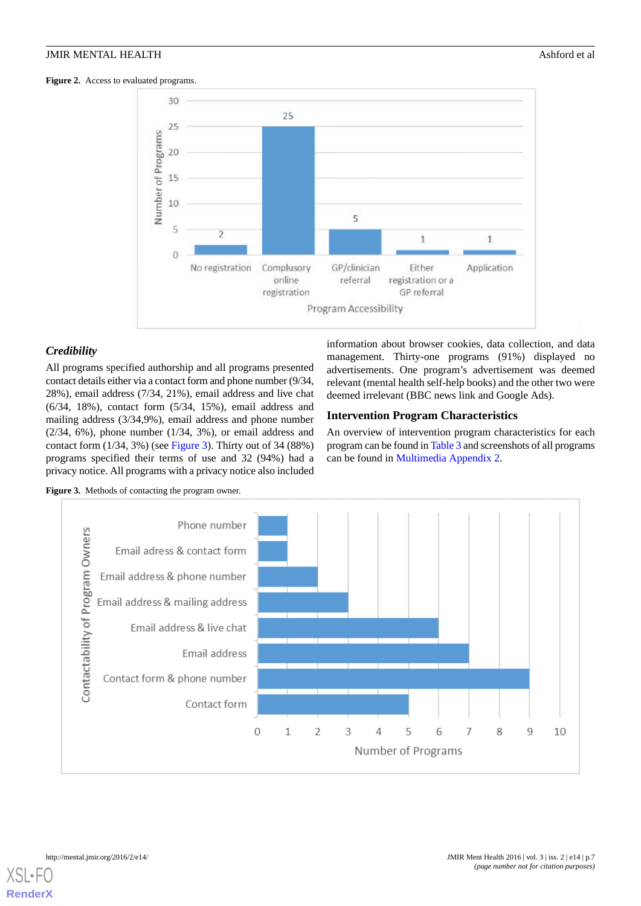**Figure 2.** Access to evaluated programs.

### *Credibility*

All programs specified authorship and all programs presented contact details either via a contact form and phone number (9/34, 28%), email address (7/34, 21%), email address and live chat (6/34, 18%), contact form (5/34, 15%), email address and mailing address (3/34,9%), email address and phone number (2/34, 6%), phone number (1/34, 3%), or email address and contact form (1/34, 3%) (see Figure 3). Thirty out of 34 (88%) programs specified their terms of use and 32 (94%) had a privacy notice. All programs with a privacy notice also included information about browser cookies, data collection, and data management. Thirty-one programs (91%) displayed no advertisements. One program's advertisement was deemed relevant (mental health self-help books) and the other two were deemed irrelevant (BBC news link and Google Ads).

### Intervention Program Characteristics

An overview of intervention program characteristics for each program can be found in Table 3 and screenshots of all programs can be found in Multimedia Appendix 2.

**Figure 3.** Methods of contacting the program owner.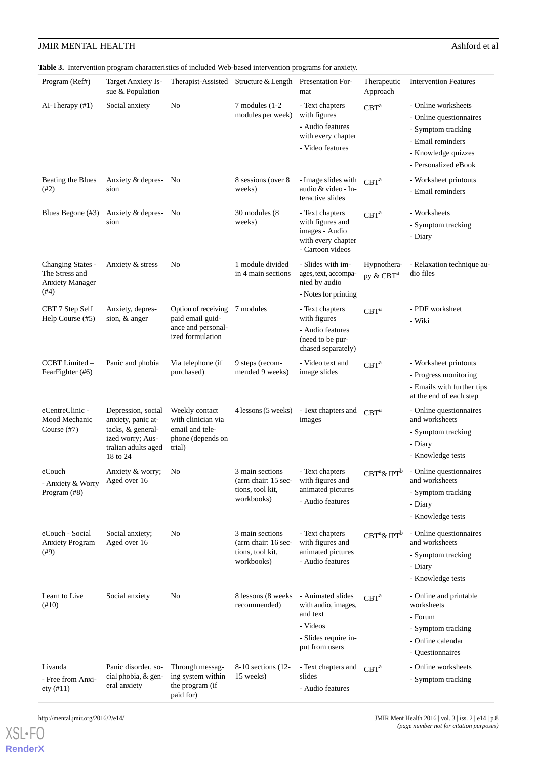**Table 3.** Intervention program characteristics of included Web-based intervention programs for anxiety.

| Program (Ref#) | Target Anxiety Issue & Population | Therapist-Assisted | Structure & Length | Presentation Format | Therapeutic Approach | Intervention Features |
|---|---|---|---|---|---|---|
| AI-Therapy (#1) | Social anxiety | No | 7 modules (1-2 modules per week) | - Text chapters with figures<br>- Audio features with every chapter<br>- Video features | CBT[a] | - Online worksheets<br>- Online questionnaires<br>- Symptom tracking<br>- Email reminders<br>- Knowledge quizzes<br>- Personalized eBook |
| Beating the Blues (#2) | Anxiety & depression | No | 8 sessions (over 8 weeks) | - Image slides with audio & video - Interactive slides | CBT[a] | - Worksheet printouts<br>- Email reminders |
| Blues Begone (#3) | Anxiety & depression | No | 30 modules (8 weeks) | - Text chapters with figures and images - Audio with every chapter<br>- Cartoon videos | CBT[a] | - Worksheets<br>- Symptom tracking<br>- Diary |
| Changing States - The Stress and Anxiety Manager (#4) | Anxiety & stress | No | 1 module divided in 4 main sections | - Slides with images, text, accompanied by audio<br>- Notes for printing | Hypnotherapy & CBT[a] | - Relaxation technique audio files |
| CBT 7 Step Self Help Course (#5) | Anxiety, depression, & anger | Option of receiving paid email guidance and personalized formulation | 7 modules | - Text chapters with figures<br>- Audio features (need to be purchased separately) | CBT[a] | - PDF worksheet<br>- Wiki |
| CCBT Limited – FearFighter (#6) | Panic and phobia | Via telephone (if purchased) | 9 steps (recommended 9 weeks) | - Video text and image slides | CBT[a] | - Worksheet printouts<br>- Progress monitoring<br>- Emails with further tips at the end of each step |
| eCentreClinic - Mood Mechanic Course (#7) | Depression, social anxiety, panic attacks, & generalized worry; Australian adults aged 18 to 24 | Weekly contact with clinician via email and telephone (depends on trial) | 4 lessons (5 weeks) | - Text chapters and images | CBT[a] | - Online questionnaires and worksheets<br>- Symptom tracking<br>- Diary<br>- Knowledge tests |
| eCouch<br>- Anxiety & Worry Program (#8) | Anxiety & worry; Aged over 16 | No | 3 main sections (arm chair: 15 sections, tool kit, workbooks) | - Text chapters with figures and animated pictures<br>- Audio features | CBT[a] & IPT[b] | - Online questionnaires and worksheets<br>- Symptom tracking<br>- Diary<br>- Knowledge tests |
| eCouch - Social Anxiety Program (#9) | Social anxiety; Aged over 16 | No | 3 main sections (arm chair: 16 sections, tool kit, workbooks) | - Text chapters with figures and animated pictures<br>- Audio features | CBT[a] & IPT[b] | - Online questionnaires and worksheets<br>- Symptom tracking<br>- Diary<br>- Knowledge tests |
| Learn to Live (#10) | Social anxiety | No | 8 lessons (8 weeks recommended) | - Animated slides with audio, images, and text<br>- Videos<br>- Slides require input from users | CBT[a] | - Online and printable worksheets<br>- Forum<br>- Symptom tracking<br>- Online calendar<br>- Questionnaires |
| Livanda<br>- Free from Anxiety (#11) | Panic disorder, social phobia, & general anxiety | Through messaging system within the program (if paid for) | 8-10 sections (12-15 weeks) | - Text chapters and slides<br>- Audio features | CBT[a] | - Online worksheets<br>- Symptom tracking |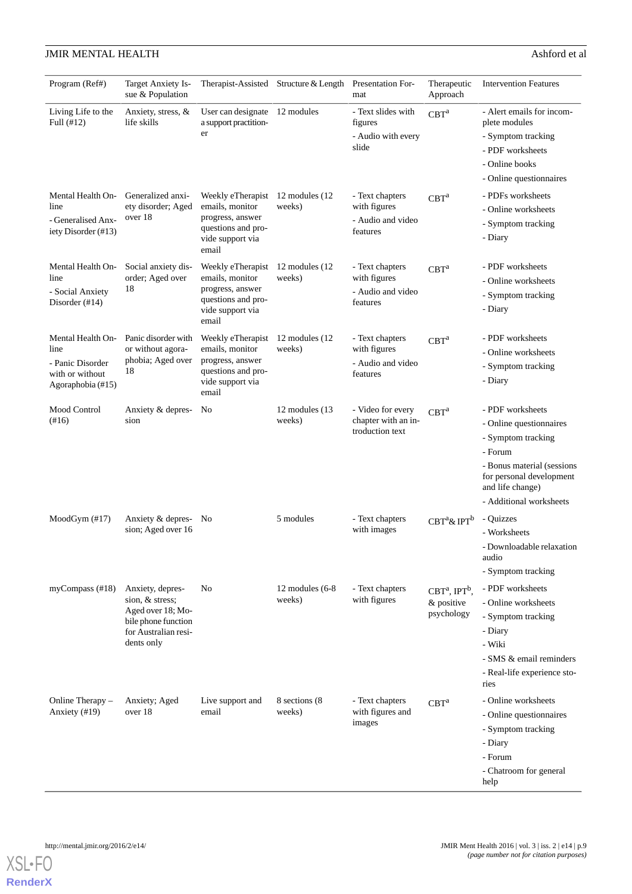| Program (Ref#) | Target Anxiety Issue & Population | Therapist-Assisted | Structure & Length | Presentation Format | Therapeutic Approach | Intervention Features |
|---|---|---|---|---|---|---|
| Living Life to the Full (#12) | Anxiety, stress, & life skills | User can designate a support practitioner | 12 modules | - Text slides with figures<br>- Audio with every slide | CBT[a] | - Alert emails for incomplete modules<br>- Symptom tracking<br>- PDF worksheets<br>- Online books<br>- Online questionnaires |
| Mental Health Online<br>- Generalised Anxiety Disorder (#13) | Generalized anxiety disorder; Aged over 18 | Weekly eTherapist emails, monitor progress, answer questions and provide support via email | 12 modules (12 weeks) | - Text chapters with figures<br>- Audio and video features | CBT[a] | - PDFs worksheets<br>- Online worksheets<br>- Symptom tracking<br>- Diary |
| Mental Health Online<br>- Social Anxiety Disorder (#14) | Social anxiety disorder; Aged over 18 | Weekly eTherapist emails, monitor progress, answer questions and provide support via email | 12 modules (12 weeks) | - Text chapters with figures<br>- Audio and video features | CBT[a] | - PDF worksheets<br>- Online worksheets<br>- Symptom tracking<br>- Diary |
| Mental Health Online<br>- Panic Disorder with Agoraphobia (#15) | Panic disorder with or without agoraphobia; Aged over 18 | Weekly eTherapist emails, monitor progress, answer questions and provide support via email | 12 modules (12 weeks) | - Text chapters with figures<br>- Audio and video features | CBT[a] | - PDF worksheets<br>- Online worksheets<br>- Symptom tracking<br>- Diary |
| Mood Control (#16) | Anxiety & depression | No | 12 modules (13 weeks) | - Video for every chapter with an introduction text | CBT[a] | - PDF worksheets<br>- Online questionnaires<br>- Symptom tracking<br>- Forum<br>- Bonus material (sessions for personal development and life change)<br>- Additional worksheets |
| MoodGym (#17) | Anxiety & depression; Aged over 16 | No | 5 modules | - Text chapters with images | CBT[a] & IPT[b] | - Quizzes<br>- Worksheets<br>- Downloadable relaxation audio<br>- Symptom tracking |
| myCompass (#18) | Anxiety, depression, & stress; Aged over 18; Mobile phone function for Australian residents only | No | 12 modules (6-8 weeks) | - Text chapters with figures | CBT[a], IPT[b], & positive psychology | - PDF worksheets<br>- Online worksheets<br>- Symptom tracking<br>- Diary<br>- Wiki<br>- SMS & email reminders<br>- Real-life experience stories |
| Online Therapy – Anxiety (#19) | Anxiety; Aged over 18 | Live support and email | 8 sections (8 weeks) | - Text chapters with figures and images | CBT[a] | - Online worksheets<br>- Online questionnaires<br>- Symptom tracking<br>- Diary<br>- Forum<br>- Chatroom for general help |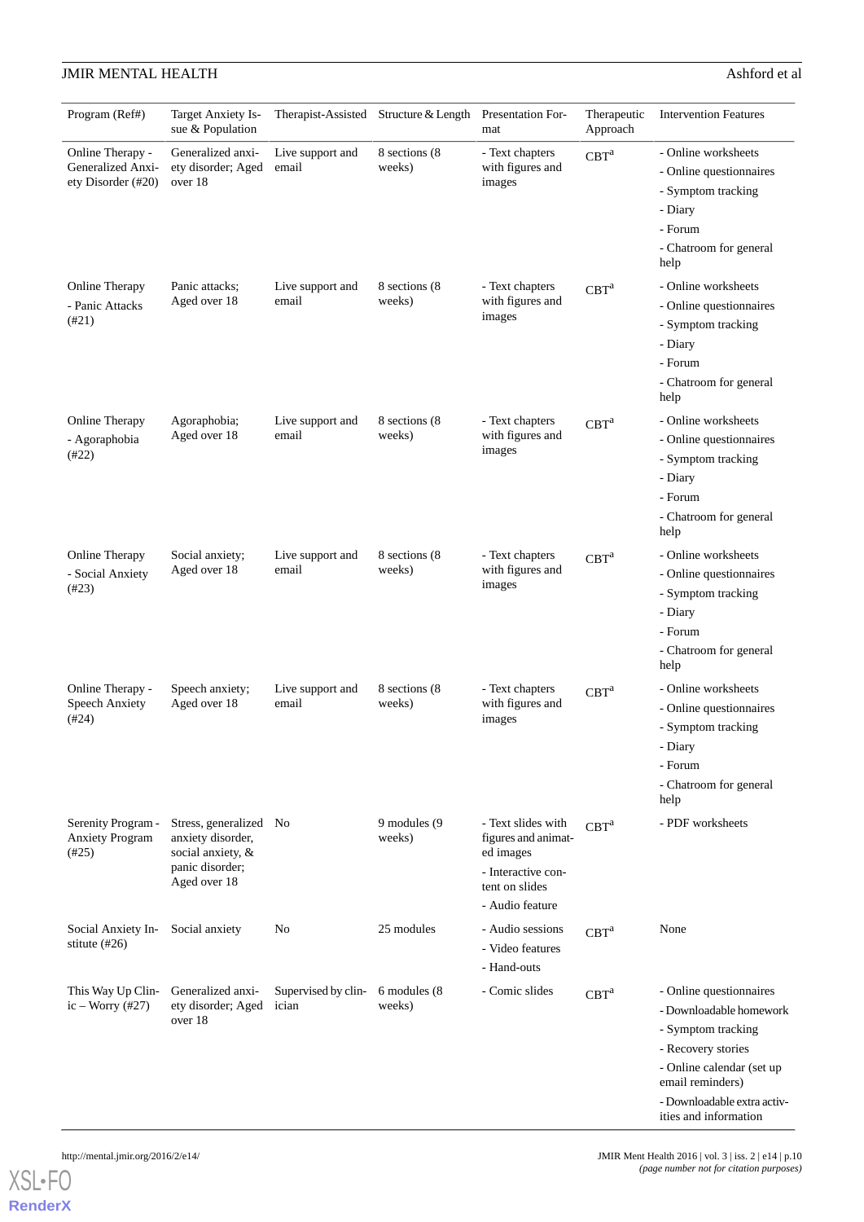| Program (Ref#) | Target Anxiety Issue & Population | Therapist-Assisted | Structure & Length | Presentation Format | Therapeutic Approach | Intervention Features |
|---|---|---|---|---|---|---|
| Online Therapy - Generalized Anxiety Disorder (#20) | Generalized anxiety disorder; Aged over 18 | Live support and email | 8 sections (8 weeks) | - Text chapters with figures and images | CBT[a] | - Online worksheets<br>- Online questionnaires<br>- Symptom tracking<br>- Diary<br>- Forum<br>- Chatroom for general help |
| Online Therapy - Panic Attacks (#21) | Panic attacks; Aged over 18 | Live support and email | 8 sections (8 weeks) | - Text chapters with figures and images | CBT[a] | - Online worksheets<br>- Online questionnaires<br>- Symptom tracking<br>- Diary<br>- Forum<br>- Chatroom for general help |
| Online Therapy - Agoraphobia (#22) | Agoraphobia; Aged over 18 | Live support and email | 8 sections (8 weeks) | - Text chapters with figures and images | CBT[a] | - Online worksheets<br>- Online questionnaires<br>- Symptom tracking<br>- Diary<br>- Forum<br>- Chatroom for general help |
| Online Therapy - Social Anxiety (#23) | Social anxiety; Aged over 18 | Live support and email | 8 sections (8 weeks) | - Text chapters with figures and images | CBT[a] | - Online worksheets<br>- Online questionnaires<br>- Symptom tracking<br>- Diary<br>- Forum<br>- Chatroom for general help |
| Online Therapy - Speech Anxiety (#24) | Speech anxiety; Aged over 18 | Live support and email | 8 sections (8 weeks) | - Text chapters with figures and images | CBT[a] | - Online worksheets<br>- Online questionnaires<br>- Symptom tracking<br>- Diary<br>- Forum<br>- Chatroom for general help |
| Serenity Program - Anxiety Program (#25) | Stress, generalized anxiety disorder, social anxiety, & panic disorder; Aged over 18 | No | 9 modules (9 weeks) | - Text slides with figures and animated images<br>- Interactive content on slides<br>- Audio feature | CBT[a] | - PDF worksheets |
| Social Anxiety Institute (#26) | Social anxiety | No | 25 modules | - Audio sessions<br>- Video features<br>- Hand-outs | CBT[a] | None |
| This Way Up Clinic – Worry (#27) | Generalized anxiety disorder; Aged over 18 | Supervised by clinician | 6 modules (8 weeks) | - Comic slides | CBT[a] | - Online questionnaires<br>- Downloadable homework<br>- Symptom tracking<br>- Recovery stories<br>- Online calendar (set up email reminders)<br>- Downloadable extra activities and information |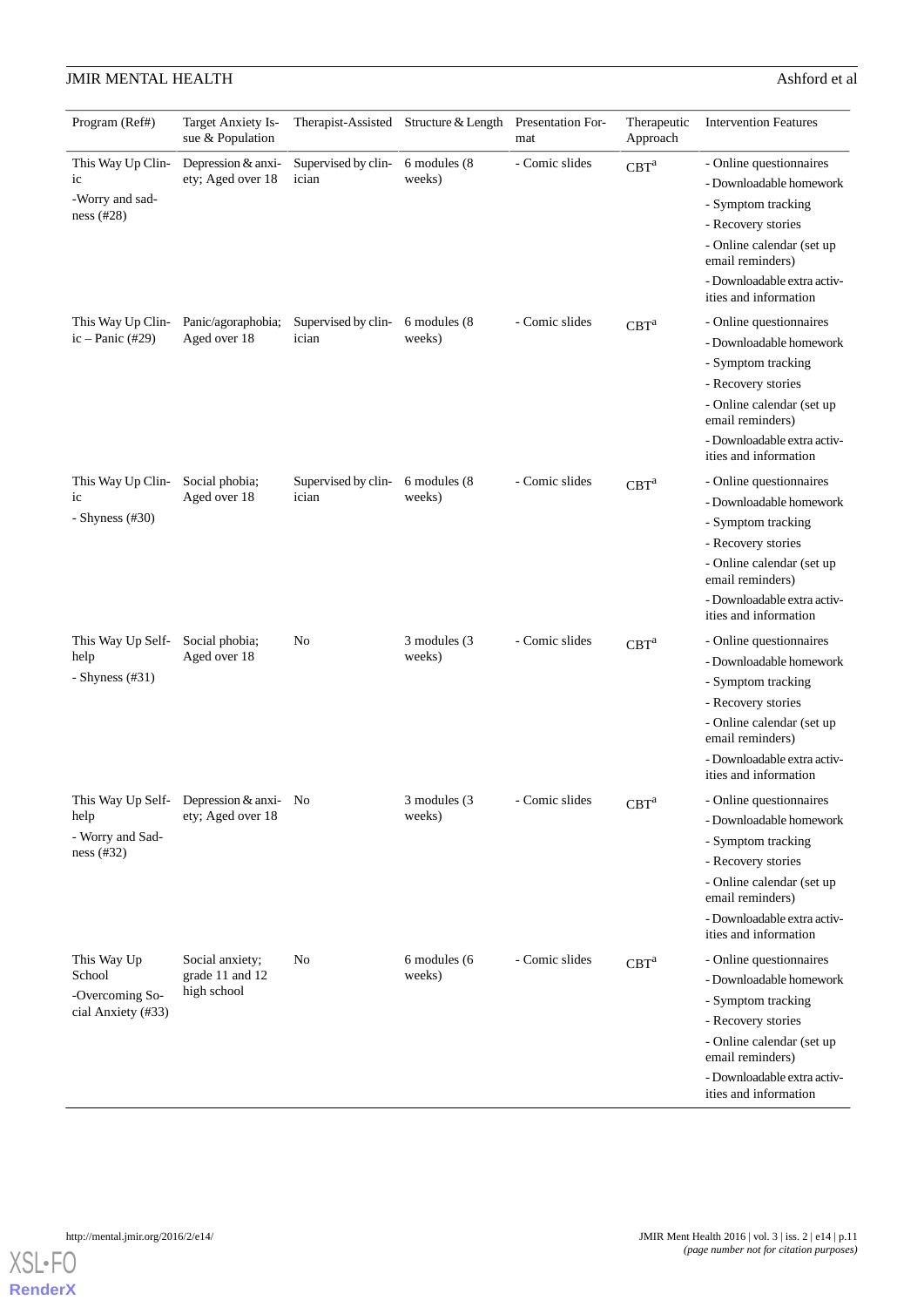| Program (Ref#) | Target Anxiety Issue & Population | Therapist-Assisted | Structure & Length | Presentation Format | Therapeutic Approach | Intervention Features |
| --- | --- | --- | --- | --- | --- | --- |
| This Way Up Clinic -Worry and sadness (#28) | Depression & anxiety; Aged over 18 | Supervised by clinician | 6 modules (8 weeks) | - Comic slides | CBT[a] | - Online questionnaires - Downloadable homework - Symptom tracking - Recovery stories - Online calendar (set up email reminders) - Downloadable extra activities and information |
| This Way Up Clinic – Panic (#29) | Panic/agoraphobia; Aged over 18 | Supervised by clinician | 6 modules (8 weeks) | - Comic slides | CBT[a] | - Online questionnaires - Downloadable homework - Symptom tracking - Recovery stories - Online calendar (set up email reminders) - Downloadable extra activities and information |
| This Way Up Clinic - Shyness (#30) | Social phobia; Aged over 18 | Supervised by clinician | 6 modules (8 weeks) | - Comic slides | CBT[a] | - Online questionnaires - Downloadable homework - Symptom tracking - Recovery stories - Online calendar (set up email reminders) - Downloadable extra activities and information |
| This Way Up Self-help - Shyness (#31) | Social phobia; Aged over 18 | No | 3 modules (3 weeks) | - Comic slides | CBT[a] | - Online questionnaires - Downloadable homework - Symptom tracking - Recovery stories - Online calendar (set up email reminders) - Downloadable extra activities and information |
| This Way Up Self-help - Worry and Sadness (#32) | Depression & anxiety; Aged over 18 | No | 3 modules (3 weeks) | - Comic slides | CBT[a] | - Online questionnaires - Downloadable homework - Symptom tracking - Recovery stories - Online calendar (set up email reminders) - Downloadable extra activities and information |
| This Way Up School -Overcoming Social Anxiety (#33) | Social anxiety; grade 11 and 12 high school | No | 6 modules (6 weeks) | - Comic slides | CBT[a] | - Online questionnaires - Downloadable homework - Symptom tracking - Recovery stories - Online calendar (set up email reminders) - Downloadable extra activities and information |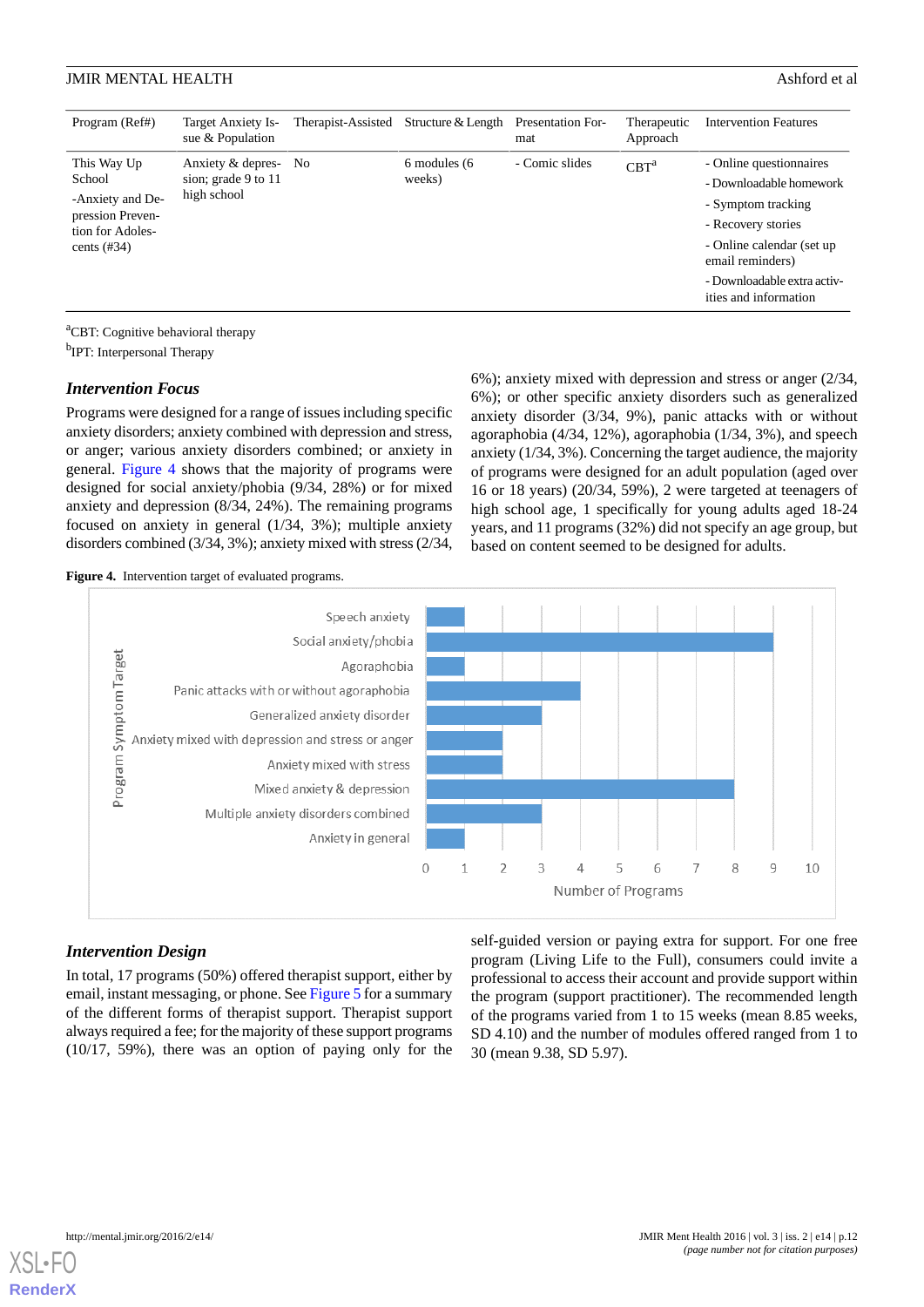| Program (Ref#) | Target Anxiety Issue & Population | Therapist-Assisted | Structure & Length | Presentation Format | Therapeutic Approach | Intervention Features |
|---|---|---|---|---|---|---|
| This Way Up School -Anxiety and Depression Prevention for Adolescents (#34) | Anxiety & depression; grade 9 to 11 high school | No | 6 modules (6 weeks) | - Comic slides | CBT[a] | - Online questionnaires<br>- Downloadable homework<br>- Symptom tracking<br>- Recovery stories<br>- Online calendar (set up email reminders)<br>- Downloadable extra activities and information |

[a]CBT: Cognitive behavioral therapy

[b]IPT: Interpersonal Therapy

### *Intervention Focus*

Programs were designed for a range of issues including specific anxiety disorders; anxiety combined with depression and stress, or anger; various anxiety disorders combined; or anxiety in general. Figure 4 shows that the majority of programs were designed for social anxiety/phobia (9/34, 28%) or for mixed anxiety and depression (8/34, 24%). The remaining programs focused on anxiety in general (1/34, 3%); multiple anxiety disorders combined (3/34, 3%); anxiety mixed with stress (2/34, 6%); anxiety mixed with depression and stress or anger (2/34, 6%); or other specific anxiety disorders such as generalized anxiety disorder (3/34, 9%), panic attacks with or without agoraphobia (4/34, 12%), agoraphobia (1/34, 3%), and speech anxiety (1/34, 3%). Concerning the target audience, the majority of programs were designed for an adult population (aged over 16 or 18 years) (20/34, 59%), 2 were targeted at teenagers of high school age, 1 specifically for young adults aged 18-24 years, and 11 programs (32%) did not specify an age group, but based on content seemed to be designed for adults.

**Figure 4.** Intervention target of evaluated programs.

### *Intervention Design*

In total, 17 programs (50%) offered therapist support, either by email, instant messaging, or phone. See Figure 5 for a summary of the different forms of therapist support. Therapist support always required a fee; for the majority of these support programs (10/17, 59%), there was an option of paying only for the self-guided version or paying extra for support. For one free program (Living Life to the Full), consumers could invite a professional to access their account and provide support within the program (support practitioner). The recommended length of the programs varied from 1 to 15 weeks (mean 8.85 weeks, SD 4.10) and the number of modules offered ranged from 1 to 30 (mean 9.38, SD 5.97).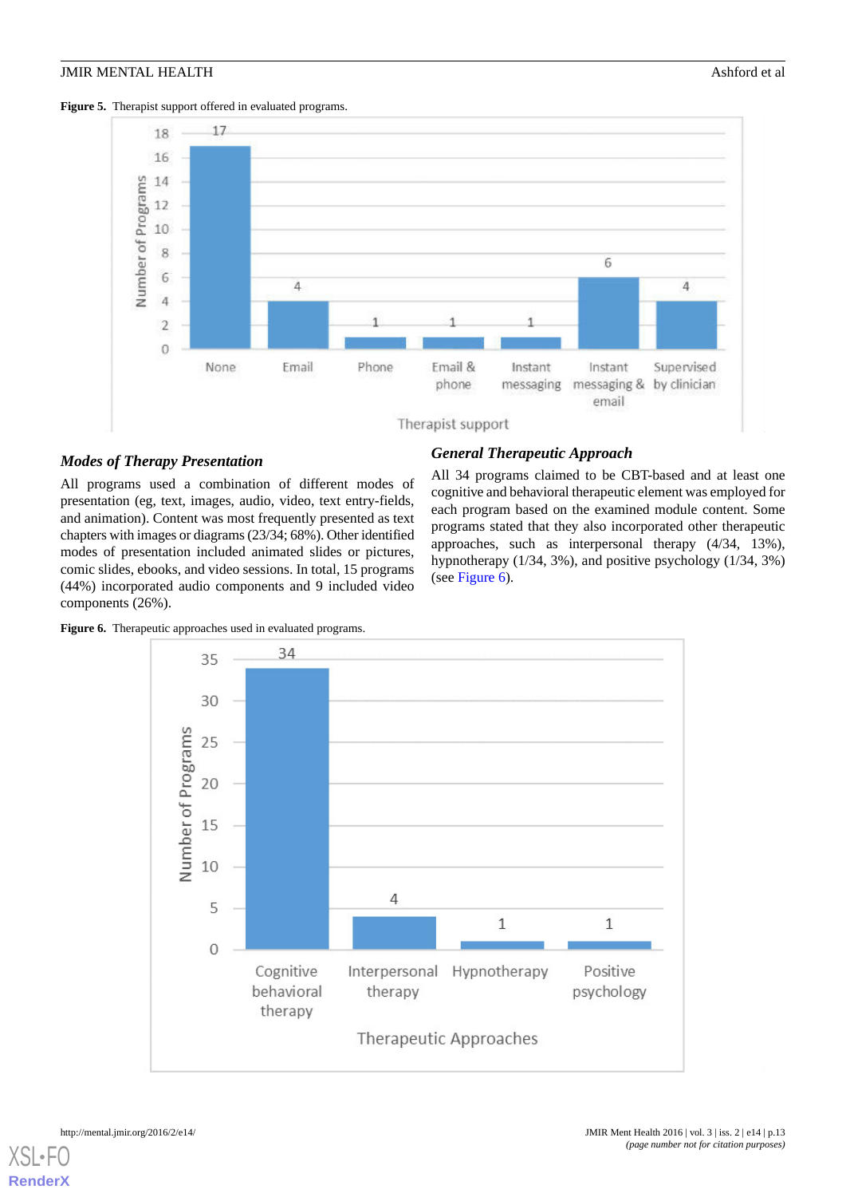**Figure 5.** Therapist support offered in evaluated programs.

### Modes of Therapy Presentation

All programs used a combination of different modes of presentation (eg, text, images, audio, video, text entry-fields, and animation). Content was most frequently presented as text chapters with images or diagrams (23/34; 68%). Other identified modes of presentation included animated slides or pictures, comic slides, ebooks, and video sessions. In total, 15 programs (44%) incorporated audio components and 9 included video components (26%).

**Figure 6.** Therapeutic approaches used in evaluated programs.

### General Therapeutic Approach

All 34 programs claimed to be CBT-based and at least one cognitive and behavioral therapeutic element was employed for each program based on the examined module content. Some programs stated that they also incorporated other therapeutic approaches, such as interpersonal therapy (4/34, 13%), hypnotherapy (1/34, 3%), and positive psychology (1/34, 3%) (see Figure 6).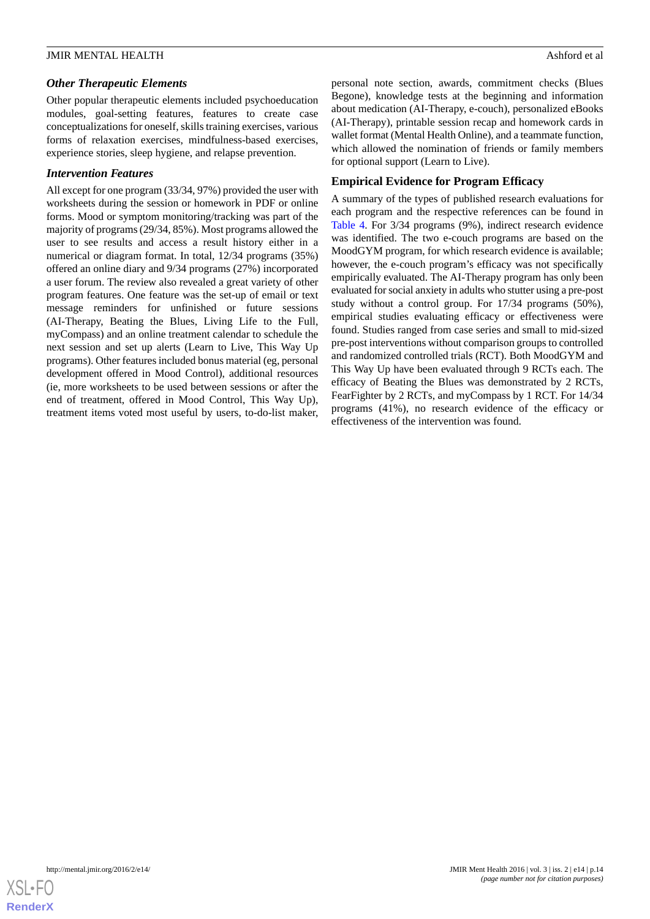### *Other Therapeutic Elements*

Other popular therapeutic elements included psychoeducation modules, goal-setting features, features to create case conceptualizations for oneself, skills training exercises, various forms of relaxation exercises, mindfulness-based exercises, experience stories, sleep hygiene, and relapse prevention.

### *Intervention Features*

All except for one program (33/34, 97%) provided the user with worksheets during the session or homework in PDF or online forms. Mood or symptom monitoring/tracking was part of the majority of programs (29/34, 85%). Most programs allowed the user to see results and access a result history either in a numerical or diagram format. In total, 12/34 programs (35%) offered an online diary and 9/34 programs (27%) incorporated a user forum. The review also revealed a great variety of other program features. One feature was the set-up of email or text message reminders for unfinished or future sessions (AI-Therapy, Beating the Blues, Living Life to the Full, myCompass) and an online treatment calendar to schedule the next session and set up alerts (Learn to Live, This Way Up programs). Other features included bonus material (eg, personal development offered in Mood Control), additional resources (ie, more worksheets to be used between sessions or after the end of treatment, offered in Mood Control, This Way Up), treatment items voted most useful by users, to-do-list maker, personal note section, awards, commitment checks (Blues Begone), knowledge tests at the beginning and information about medication (AI-Therapy, e-couch), personalized eBooks (AI-Therapy), printable session recap and homework cards in wallet format (Mental Health Online), and a teammate function, which allowed the nomination of friends or family members for optional support (Learn to Live).

## Empirical Evidence for Program Efficacy

A summary of the types of published research evaluations for each program and the respective references can be found in Table 4. For 3/34 programs (9%), indirect research evidence was identified. The two e-couch programs are based on the MoodGYM program, for which research evidence is available; however, the e-couch program's efficacy was not specifically empirically evaluated. The AI-Therapy program has only been evaluated for social anxiety in adults who stutter using a pre-post study without a control group. For 17/34 programs (50%), empirical studies evaluating efficacy or effectiveness were found. Studies ranged from case series and small to mid-sized pre-post interventions without comparison groups to controlled and randomized controlled trials (RCT). Both MoodGYM and This Way Up have been evaluated through 9 RCTs each. The efficacy of Beating the Blues was demonstrated by 2 RCTs, FearFighter by 2 RCTs, and myCompass by 1 RCT. For 14/34 programs (41%), no research evidence of the efficacy or effectiveness of the intervention was found.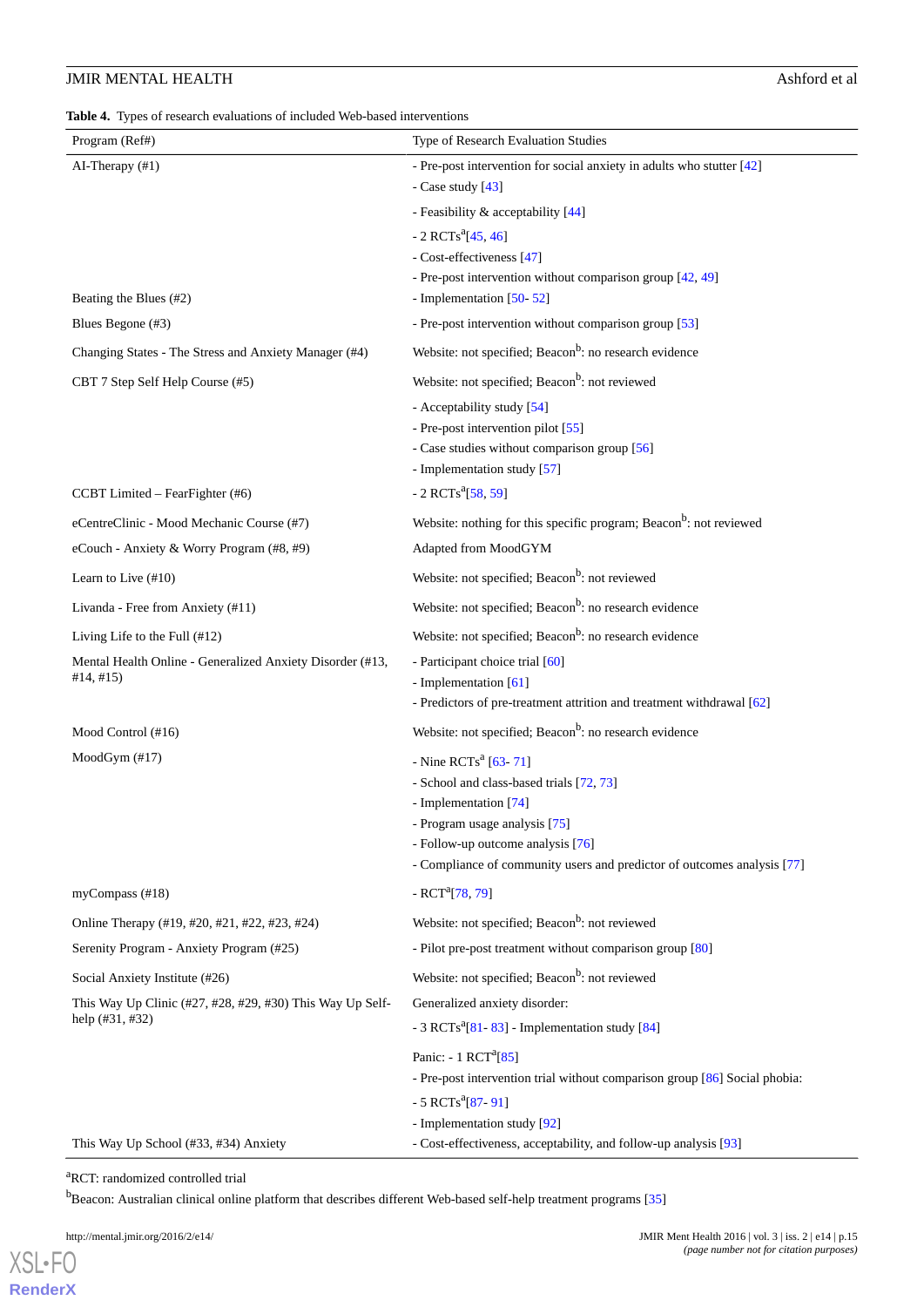**Table 4.** Types of research evaluations of included Web-based interventions

| Program (Ref#) | Type of Research Evaluation Studies |
| --- | --- |
| AI-Therapy (#1) | - Pre-post intervention for social anxiety in adults who stutter [42]<br>- Case study [43]<br>- Feasibility & acceptability [44]<br>- 2 RCTs[a][45, 46]<br>- Cost-effectiveness [47]<br>- Pre-post intervention without comparison group [42, 49] |
| Beating the Blues (#2) | - Implementation [50- 52] |
| Blues Begone (#3) | - Pre-post intervention without comparison group [53] |
| Changing States - The Stress and Anxiety Manager (#4) | Website: not specified; Beacon[b]: no research evidence |
| CBT 7 Step Self Help Course (#5) | Website: not specified; Beacon[b]: not reviewed<br>- Acceptability study [54]<br>- Pre-post intervention pilot [55]<br>- Case studies without comparison group [56]<br>- Implementation study [57] |
| CCBT Limited – FearFighter (#6) | - 2 RCTs[a][58, 59] |
| eCentreClinic - Mood Mechanic Course (#7) | Website: nothing for this specific program; Beacon[b]: not reviewed |
| eCouch - Anxiety & Worry Program (#8, #9) | Adapted from MoodGYM |
| Learn to Live (#10) | Website: not specified; Beacon[b]: not reviewed |
| Livanda - Free from Anxiety (#11) | Website: not specified; Beacon[b]: no research evidence |
| Living Life to the Full (#12) | Website: not specified; Beacon[b]: no research evidence |
| Mental Health Online - Generalized Anxiety Disorder (#13, #14, #15) | - Participant choice trial [60]<br>- Implementation [61]<br>- Predictors of pre-treatment attrition and treatment withdrawal [62] |
| Mood Control (#16) | Website: not specified; Beacon[b]: no research evidence |
| MoodGym (#17) | - Nine RCTs[a] [63- 71]<br>- School and class-based trials [72, 73]<br>- Implementation [74]<br>- Program usage analysis [75]<br>- Follow-up outcome analysis [76]<br>- Compliance of community users and predictor of outcomes analysis [77] |
| myCompass (#18) | - RCT[a][78, 79] |
| Online Therapy (#19, #20, #21, #22, #23, #24) | Website: not specified; Beacon[b]: not reviewed |
| Serenity Program - Anxiety Program (#25) | - Pilot pre-post treatment without comparison group [80] |
| Social Anxiety Institute (#26) | Website: not specified; Beacon[b]: not reviewed |
| This Way Up Clinic (#27, #28, #29, #30) This Way Up Self-help (#31, #32) | Generalized anxiety disorder:<br>- 3 RCTs[a][81- 83] - Implementation study [84]<br>Panic: - 1 RCT[a][85]<br>- Pre-post intervention trial without comparison group [86] Social phobia:<br>- 5 RCTs[a][87- 91]<br>- Implementation study [92] |
| This Way Up School (#33, #34) Anxiety | - Cost-effectiveness, acceptability, and follow-up analysis [93] |

[a]RCT: randomized controlled trial

[b]Beacon: Australian clinical online platform that describes different Web-based self-help treatment programs [35]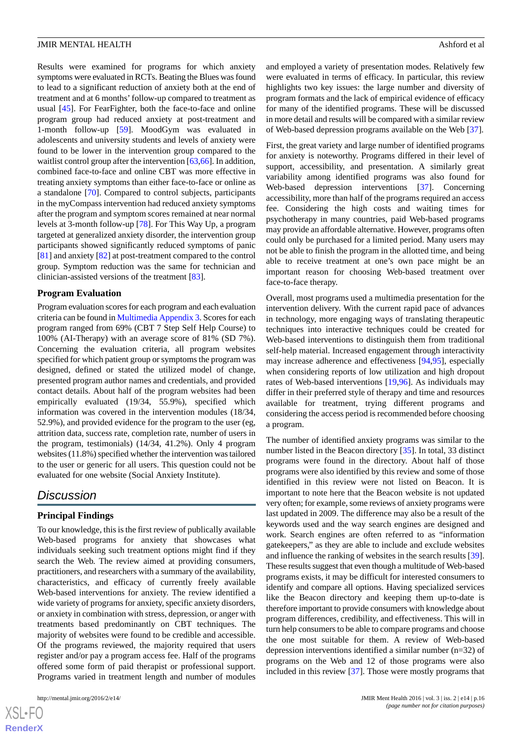Results were examined for programs for which anxiety symptoms were evaluated in RCTs. Beating the Blues was found to lead to a significant reduction of anxiety both at the end of treatment and at 6 months' follow-up compared to treatment as usual [45]. For FearFighter, both the face-to-face and online program group had reduced anxiety at post-treatment and 1-month follow-up [59]. MoodGym was evaluated in adolescents and university students and levels of anxiety were found to be lower in the intervention group compared to the waitlist control group after the intervention [63,66]. In addition, combined face-to-face and online CBT was more effective in treating anxiety symptoms than either face-to-face or online as a standalone [70]. Compared to control subjects, participants in the myCompass intervention had reduced anxiety symptoms after the program and symptom scores remained at near normal levels at 3-month follow-up [78]. For This Way Up, a program targeted at generalized anxiety disorder, the intervention group participants showed significantly reduced symptoms of panic [81] and anxiety [82] at post-treatment compared to the control group. Symptom reduction was the same for technician and clinician-assisted versions of the treatment [83].

### Program Evaluation

Program evaluation scores for each program and each evaluation criteria can be found in Multimedia Appendix 3. Scores for each program ranged from 69% (CBT 7 Step Self Help Course) to 100% (AI-Therapy) with an average score of 81% (SD 7%). Concerning the evaluation criteria, all program websites specified for which patient group or symptoms the program was designed, defined or stated the utilized model of change, presented program author names and credentials, and provided contact details. About half of the program websites had been empirically evaluated (19/34, 55.9%), specified which information was covered in the intervention modules (18/34, 52.9%), and provided evidence for the program to the user (eg, attrition data, success rate, completion rate, number of users in the program, testimonials) (14/34, 41.2%). Only 4 program websites (11.8%) specified whether the intervention was tailored to the user or generic for all users. This question could not be evaluated for one website (Social Anxiety Institute).

## Discussion

### Principal Findings

To our knowledge, this is the first review of publically available Web-based programs for anxiety that showcases what individuals seeking such treatment options might find if they search the Web. The review aimed at providing consumers, practitioners, and researchers with a summary of the availability, characteristics, and efficacy of currently freely available Web-based interventions for anxiety. The review identified a wide variety of programs for anxiety, specific anxiety disorders, or anxiety in combination with stress, depression, or anger with treatments based predominantly on CBT techniques. The majority of websites were found to be credible and accessible. Of the programs reviewed, the majority required that users register and/or pay a program access fee. Half of the programs offered some form of paid therapist or professional support. Programs varied in treatment length and number of modules and employed a variety of presentation modes. Relatively few were evaluated in terms of efficacy. In particular, this review highlights two key issues: the large number and diversity of program formats and the lack of empirical evidence of efficacy for many of the identified programs. These will be discussed in more detail and results will be compared with a similar review of Web-based depression programs available on the Web [37].

First, the great variety and large number of identified programs for anxiety is noteworthy. Programs differed in their level of support, accessibility, and presentation. A similarly great variability among identified programs was also found for Web-based depression interventions [37]. Concerning accessibility, more than half of the programs required an access fee. Considering the high costs and waiting times for psychotherapy in many countries, paid Web-based programs may provide an affordable alternative. However, programs often could only be purchased for a limited period. Many users may not be able to finish the program in the allotted time, and being able to receive treatment at one's own pace might be an important reason for choosing Web-based treatment over face-to-face therapy.

Overall, most programs used a multimedia presentation for the intervention delivery. With the current rapid pace of advances in technology, more engaging ways of translating therapeutic techniques into interactive techniques could be created for Web-based interventions to distinguish them from traditional self-help material. Increased engagement through interactivity may increase adherence and effectiveness [94,95], especially when considering reports of low utilization and high dropout rates of Web-based interventions [19,96]. As individuals may differ in their preferred style of therapy and time and resources available for treatment, trying different programs and considering the access period is recommended before choosing a program.

The number of identified anxiety programs was similar to the number listed in the Beacon directory [35]. In total, 33 distinct programs were found in the directory. About half of those programs were also identified by this review and some of those identified in this review were not listed on Beacon. It is important to note here that the Beacon website is not updated very often; for example, some reviews of anxiety programs were last updated in 2009. The difference may also be a result of the keywords used and the way search engines are designed and work. Search engines are often referred to as "information gatekeepers," as they are able to include and exclude websites and influence the ranking of websites in the search results [39]. These results suggest that even though a multitude of Web-based programs exists, it may be difficult for interested consumers to identify and compare all options. Having specialized services like the Beacon directory and keeping them up-to-date is therefore important to provide consumers with knowledge about program differences, credibility, and effectiveness. This will in turn help consumers to be able to compare programs and choose the one most suitable for them. A review of Web-based depression interventions identified a similar number (n=32) of programs on the Web and 12 of those programs were also included in this review [37]. Those were mostly programs that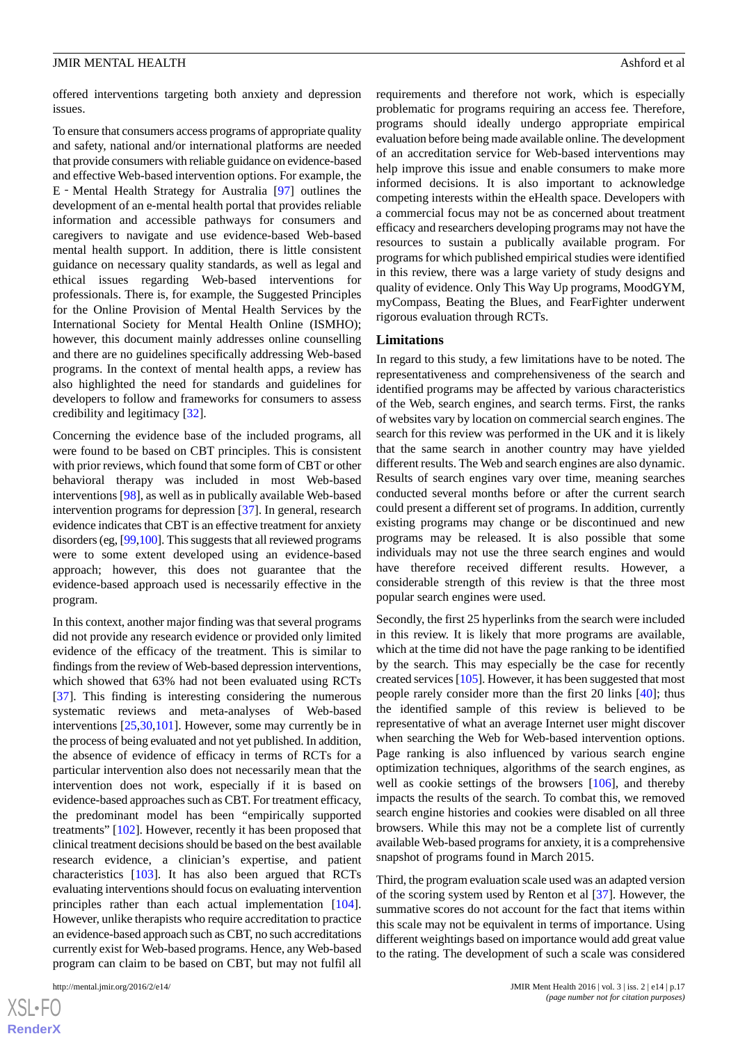offered interventions targeting both anxiety and depression issues.

To ensure that consumers access programs of appropriate quality and safety, national and/or international platforms are needed that provide consumers with reliable guidance on evidence-based and effective Web-based intervention options. For example, the E‐Mental Health Strategy for Australia [97] outlines the development of an e-mental health portal that provides reliable information and accessible pathways for consumers and caregivers to navigate and use evidence-based Web-based mental health support. In addition, there is little consistent guidance on necessary quality standards, as well as legal and ethical issues regarding Web-based interventions for professionals. There is, for example, the Suggested Principles for the Online Provision of Mental Health Services by the International Society for Mental Health Online (ISMHO); however, this document mainly addresses online counselling and there are no guidelines specifically addressing Web-based programs. In the context of mental health apps, a review has also highlighted the need for standards and guidelines for developers to follow and frameworks for consumers to assess credibility and legitimacy [32].

Concerning the evidence base of the included programs, all were found to be based on CBT principles. This is consistent with prior reviews, which found that some form of CBT or other behavioral therapy was included in most Web-based interventions [98], as well as in publically available Web-based intervention programs for depression [37]. In general, research evidence indicates that CBT is an effective treatment for anxiety disorders (eg, [99,100]. This suggests that all reviewed programs were to some extent developed using an evidence-based approach; however, this does not guarantee that the evidence-based approach used is necessarily effective in the program.

In this context, another major finding was that several programs did not provide any research evidence or provided only limited evidence of the efficacy of the treatment. This is similar to findings from the review of Web-based depression interventions, which showed that 63% had not been evaluated using RCTs [37]. This finding is interesting considering the numerous systematic reviews and meta-analyses of Web-based interventions [25,30,101]. However, some may currently be in the process of being evaluated and not yet published. In addition, the absence of evidence of efficacy in terms of RCTs for a particular intervention also does not necessarily mean that the intervention does not work, especially if it is based on evidence-based approaches such as CBT. For treatment efficacy, the predominant model has been "empirically supported treatments" [102]. However, recently it has been proposed that clinical treatment decisions should be based on the best available research evidence, a clinician's expertise, and patient characteristics [103]. It has also been argued that RCTs evaluating interventions should focus on evaluating intervention principles rather than each actual implementation [104]. However, unlike therapists who require accreditation to practice an evidence-based approach such as CBT, no such accreditations currently exist for Web-based programs. Hence, any Web-based program can claim to be based on CBT, but may not fulfil all requirements and therefore not work, which is especially problematic for programs requiring an access fee. Therefore, programs should ideally undergo appropriate empirical evaluation before being made available online. The development of an accreditation service for Web-based interventions may help improve this issue and enable consumers to make more informed decisions. It is also important to acknowledge competing interests within the eHealth space. Developers with a commercial focus may not be as concerned about treatment efficacy and researchers developing programs may not have the resources to sustain a publically available program. For programs for which published empirical studies were identified in this review, there was a large variety of study designs and quality of evidence. Only This Way Up programs, MoodGYM, myCompass, Beating the Blues, and FearFighter underwent rigorous evaluation through RCTs.

## Limitations

In regard to this study, a few limitations have to be noted. The representativeness and comprehensiveness of the search and identified programs may be affected by various characteristics of the Web, search engines, and search terms. First, the ranks of websites vary by location on commercial search engines. The search for this review was performed in the UK and it is likely that the same search in another country may have yielded different results. The Web and search engines are also dynamic. Results of search engines vary over time, meaning searches conducted several months before or after the current search could present a different set of programs. In addition, currently existing programs may change or be discontinued and new programs may be released. It is also possible that some individuals may not use the three search engines and would have therefore received different results. However, a considerable strength of this review is that the three most popular search engines were used.

Secondly, the first 25 hyperlinks from the search were included in this review. It is likely that more programs are available, which at the time did not have the page ranking to be identified by the search. This may especially be the case for recently created services [105]. However, it has been suggested that most people rarely consider more than the first 20 links [40]; thus the identified sample of this review is believed to be representative of what an average Internet user might discover when searching the Web for Web-based intervention options. Page ranking is also influenced by various search engine optimization techniques, algorithms of the search engines, as well as cookie settings of the browsers [106], and thereby impacts the results of the search. To combat this, we removed search engine histories and cookies were disabled on all three browsers. While this may not be a complete list of currently available Web-based programs for anxiety, it is a comprehensive snapshot of programs found in March 2015.

Third, the program evaluation scale used was an adapted version of the scoring system used by Renton et al [37]. However, the summative scores do not account for the fact that items within this scale may not be equivalent in terms of importance. Using different weightings based on importance would add great value to the rating. The development of such a scale was considered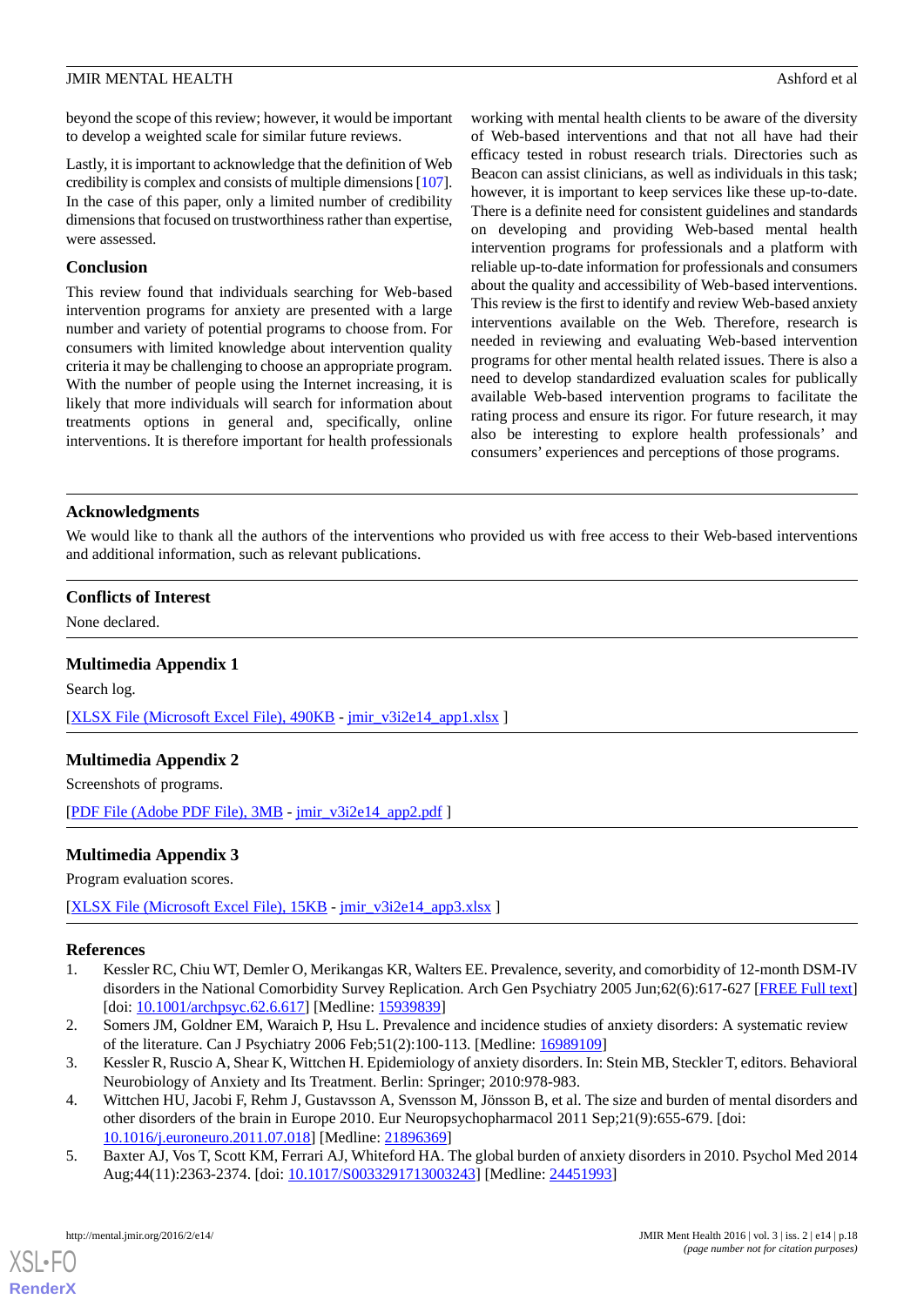beyond the scope of this review; however, it would be important to develop a weighted scale for similar future reviews.

Lastly, it is important to acknowledge that the definition of Web credibility is complex and consists of multiple dimensions [107]. In the case of this paper, only a limited number of credibility dimensions that focused on trustworthiness rather than expertise, were assessed.

## Conclusion

This review found that individuals searching for Web-based intervention programs for anxiety are presented with a large number and variety of potential programs to choose from. For consumers with limited knowledge about intervention quality criteria it may be challenging to choose an appropriate program. With the number of people using the Internet increasing, it is likely that more individuals will search for information about treatments options in general and, specifically, online interventions. It is therefore important for health professionals working with mental health clients to be aware of the diversity of Web-based interventions and that not all have had their efficacy tested in robust research trials. Directories such as Beacon can assist clinicians, as well as individuals in this task; however, it is important to keep services like these up-to-date. There is a definite need for consistent guidelines and standards on developing and providing Web-based mental health intervention programs for professionals and a platform with reliable up-to-date information for professionals and consumers about the quality and accessibility of Web-based interventions. This review is the first to identify and review Web-based anxiety interventions available on the Web. Therefore, research is needed in reviewing and evaluating Web-based intervention programs for other mental health related issues. There is also a need to develop standardized evaluation scales for publically available Web-based intervention programs to facilitate the rating process and ensure its rigor. For future research, it may also be interesting to explore health professionals' and consumers' experiences and perceptions of those programs.

## Acknowledgments

We would like to thank all the authors of the interventions who provided us with free access to their Web-based interventions and additional information, such as relevant publications.

## Conflicts of Interest

None declared.

## Multimedia Appendix 1

Search log.

[XLSX File (Microsoft Excel File), 490KB - jmir_v3i2e14_app1.xlsx ]

## Multimedia Appendix 2

Screenshots of programs.

[PDF File (Adobe PDF File), 3MB - jmir_v3i2e14_app2.pdf ]

## Multimedia Appendix 3

Program evaluation scores.

[XLSX File (Microsoft Excel File), 15KB - jmir_v3i2e14_app3.xlsx ]

## References

1. Kessler RC, Chiu WT, Demler O, Merikangas KR, Walters EE. Prevalence, severity, and comorbidity of 12-month DSM-IV disorders in the National Comorbidity Survey Replication. Arch Gen Psychiatry 2005 Jun;62(6):617-627 [FREE Full text] [doi: 10.1001/archpsyc.62.6.617] [Medline: 15939839]
2. Somers JM, Goldner EM, Waraich P, Hsu L. Prevalence and incidence studies of anxiety disorders: A systematic review of the literature. Can J Psychiatry 2006 Feb;51(2):100-113. [Medline: 16989109]
3. Kessler R, Ruscio A, Shear K, Wittchen H. Epidemiology of anxiety disorders. In: Stein MB, Steckler T, editors. Behavioral Neurobiology of Anxiety and Its Treatment. Berlin: Springer; 2010:978-983.
4. Wittchen HU, Jacobi F, Rehm J, Gustavsson A, Svensson M, Jönsson B, et al. The size and burden of mental disorders and other disorders of the brain in Europe 2010. Eur Neuropsychopharmacol 2011 Sep;21(9):655-679. [doi: 10.1016/j.euroneuro.2011.07.018] [Medline: 21896369]
5. Baxter AJ, Vos T, Scott KM, Ferrari AJ, Whiteford HA. The global burden of anxiety disorders in 2010. Psychol Med 2014 Aug;44(11):2363-2374. [doi: 10.1017/S0033291713003243] [Medline: 24451993]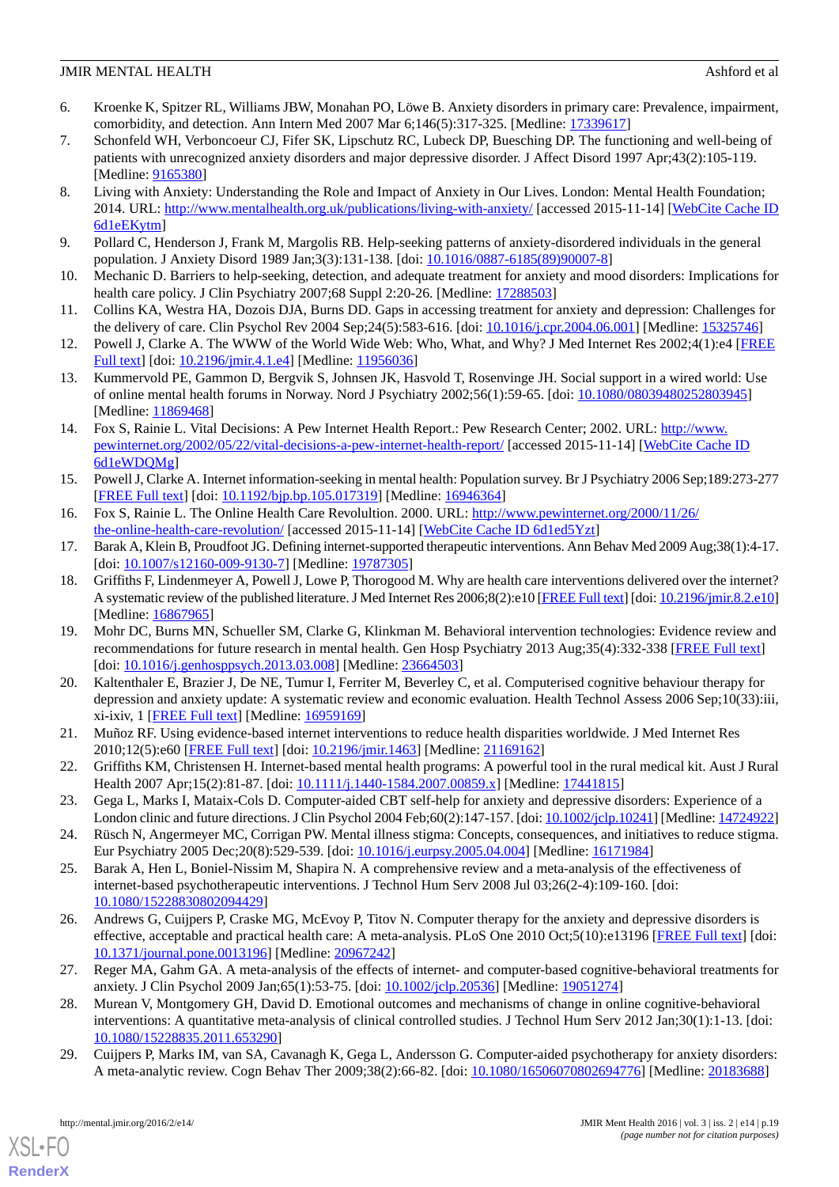6. Kroenke K, Spitzer RL, Williams JBW, Monahan PO, Löwe B. Anxiety disorders in primary care: Prevalence, impairment, comorbidity, and detection. Ann Intern Med 2007 Mar 6;146(5):317-325. [Medline: 17339617]
7. Schonfeld WH, Verboncoeur CJ, Fifer SK, Lipschutz RC, Lubeck DP, Buesching DP. The functioning and well-being of patients with unrecognized anxiety disorders and major depressive disorder. J Affect Disord 1997 Apr;43(2):105-119. [Medline: 9165380]
8. Living with Anxiety: Understanding the Role and Impact of Anxiety in Our Lives. London: Mental Health Foundation; 2014. URL: http://www.mentalhealth.org.uk/publications/living-with-anxiety/ [accessed 2015-11-14] [WebCite Cache ID 6d1eEKytm]
9. Pollard C, Henderson J, Frank M, Margolis RB. Help-seeking patterns of anxiety-disordered individuals in the general population. J Anxiety Disord 1989 Jan;3(3):131-138. [doi: 10.1016/0887-6185(89)90007-8]
10. Mechanic D. Barriers to help-seeking, detection, and adequate treatment for anxiety and mood disorders: Implications for health care policy. J Clin Psychiatry 2007;68 Suppl 2:20-26. [Medline: 17288503]
11. Collins KA, Westra HA, Dozois DJA, Burns DD. Gaps in accessing treatment for anxiety and depression: Challenges for the delivery of care. Clin Psychol Rev 2004 Sep;24(5):583-616. [doi: 10.1016/j.cpr.2004.06.001] [Medline: 15325746]
12. Powell J, Clarke A. The WWW of the World Wide Web: Who, What, and Why? J Med Internet Res 2002;4(1):e4 [FREE Full text] [doi: 10.2196/jmir.4.1.e4] [Medline: 11956036]
13. Kummervold PE, Gammon D, Bergvik S, Johnsen JK, Hasvold T, Rosenvinge JH. Social support in a wired world: Use of online mental health forums in Norway. Nord J Psychiatry 2002;56(1):59-65. [doi: 10.1080/08039480252803945] [Medline: 11869468]
14. Fox S, Rainie L. Vital Decisions: A Pew Internet Health Report.: Pew Research Center; 2002. URL: http://www.pewinternet.org/2002/05/22/vital-decisions-a-pew-internet-health-report/ [accessed 2015-11-14] [WebCite Cache ID 6d1eWDQMg]
15. Powell J, Clarke A. Internet information-seeking in mental health: Population survey. Br J Psychiatry 2006 Sep;189:273-277 [FREE Full text] [doi: 10.1192/bjp.bp.105.017319] [Medline: 16946364]
16. Fox S, Rainie L. The Online Health Care Revolultion. 2000. URL: http://www.pewinternet.org/2000/11/26/the-online-health-care-revolution/ [accessed 2015-11-14] [WebCite Cache ID 6d1ed5Yzt]
17. Barak A, Klein B, Proudfoot JG. Defining internet-supported therapeutic interventions. Ann Behav Med 2009 Aug;38(1):4-17. [doi: 10.1007/s12160-009-9130-7] [Medline: 19787305]
18. Griffiths F, Lindenmeyer A, Powell J, Lowe P, Thorogood M. Why are health care interventions delivered over the internet? A systematic review of the published literature. J Med Internet Res 2006;8(2):e10 [FREE Full text] [doi: 10.2196/jmir.8.2.e10] [Medline: 16867965]
19. Mohr DC, Burns MN, Schueller SM, Clarke G, Klinkman M. Behavioral intervention technologies: Evidence review and recommendations for future research in mental health. Gen Hosp Psychiatry 2013 Aug;35(4):332-338 [FREE Full text] [doi: 10.1016/j.genhosppsych.2013.03.008] [Medline: 23664503]
20. Kaltenthaler E, Brazier J, De NE, Tumur I, Ferriter M, Beverley C, et al. Computerised cognitive behaviour therapy for depression and anxiety update: A systematic review and economic evaluation. Health Technol Assess 2006 Sep;10(33):iii, xi-ixiv, 1 [FREE Full text] [Medline: 16959169]
21. Muñoz RF. Using evidence-based internet interventions to reduce health disparities worldwide. J Med Internet Res 2010;12(5):e60 [FREE Full text] [doi: 10.2196/jmir.1463] [Medline: 21169162]
22. Griffiths KM, Christensen H. Internet-based mental health programs: A powerful tool in the rural medical kit. Aust J Rural Health 2007 Apr;15(2):81-87. [doi: 10.1111/j.1440-1584.2007.00859.x] [Medline: 17441815]
23. Gega L, Marks I, Mataix-Cols D. Computer-aided CBT self-help for anxiety and depressive disorders: Experience of a London clinic and future directions. J Clin Psychol 2004 Feb;60(2):147-157. [doi: 10.1002/jclp.10241] [Medline: 14724922]
24. Rüsch N, Angermeyer MC, Corrigan PW. Mental illness stigma: Concepts, consequences, and initiatives to reduce stigma. Eur Psychiatry 2005 Dec;20(8):529-539. [doi: 10.1016/j.eurpsy.2005.04.004] [Medline: 16171984]
25. Barak A, Hen L, Boniel-Nissim M, Shapira N. A comprehensive review and a meta-analysis of the effectiveness of internet-based psychotherapeutic interventions. J Technol Hum Serv 2008 Jul 03;26(2-4):109-160. [doi: 10.1080/15228830802094429]
26. Andrews G, Cuijpers P, Craske MG, McEvoy P, Titov N. Computer therapy for the anxiety and depressive disorders is effective, acceptable and practical health care: A meta-analysis. PLoS One 2010 Oct;5(10):e13196 [FREE Full text] [doi: 10.1371/journal.pone.0013196] [Medline: 20967242]
27. Reger MA, Gahm GA. A meta-analysis of the effects of internet- and computer-based cognitive-behavioral treatments for anxiety. J Clin Psychol 2009 Jan;65(1):53-75. [doi: 10.1002/jclp.20536] [Medline: 19051274]
28. Murean V, Montgomery GH, David D. Emotional outcomes and mechanisms of change in online cognitive-behavioral interventions: A quantitative meta-analysis of clinical controlled studies. J Technol Hum Serv 2012 Jan;30(1):1-13. [doi: 10.1080/15228835.2011.653290]
29. Cuijpers P, Marks IM, van SA, Cavanagh K, Gega L, Andersson G. Computer-aided psychotherapy for anxiety disorders: A meta-analytic review. Cogn Behav Ther 2009;38(2):66-82. [doi: 10.1080/16506070802694776] [Medline: 20183688]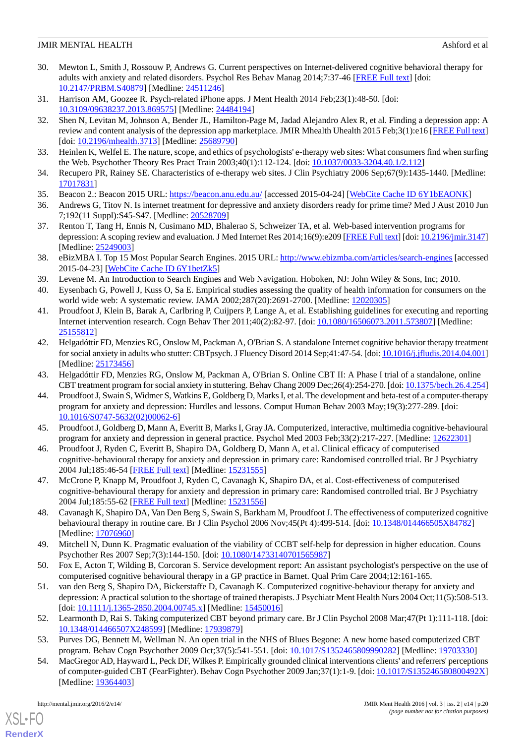30. Mewton L, Smith J, Rossouw P, Andrews G. Current perspectives on Internet-delivered cognitive behavioral therapy for adults with anxiety and related disorders. Psychol Res Behav Manag 2014;7:37-46 [FREE Full text] [doi: 10.2147/PRBM.S40879] [Medline: 24511246]
31. Harrison AM, Goozee R. Psych-related iPhone apps. J Ment Health 2014 Feb;23(1):48-50. [doi: 10.3109/09638237.2013.869575] [Medline: 24484194]
32. Shen N, Levitan M, Johnson A, Bender JL, Hamilton-Page M, Jadad Alejandro Alex R, et al. Finding a depression app: A review and content analysis of the depression app marketplace. JMIR Mhealth Uhealth 2015 Feb;3(1):e16 [FREE Full text] [doi: 10.2196/mhealth.3713] [Medline: 25689790]
33. Heinlen K, Welfel E. The nature, scope, and ethics of psychologists' e-therapy web sites: What consumers find when surfing the Web. Psychother Theory Res Pract Train 2003;40(1):112-124. [doi: 10.1037/0033-3204.40.1/2.112]
34. Recupero PR, Rainey SE. Characteristics of e-therapy web sites. J Clin Psychiatry 2006 Sep;67(9):1435-1440. [Medline: 17017831]
35. Beacon 2.: Beacon 2015 URL: https://beacon.anu.edu.au/ [accessed 2015-04-24] [WebCite Cache ID 6Y1bEAONK]
36. Andrews G, Titov N. Is internet treatment for depressive and anxiety disorders ready for prime time? Med J Aust 2010 Jun 7;192(11 Suppl):S45-S47. [Medline: 20528709]
37. Renton T, Tang H, Ennis N, Cusimano MD, Bhalerao S, Schweizer TA, et al. Web-based intervention programs for depression: A scoping review and evaluation. J Med Internet Res 2014;16(9):e209 [FREE Full text] [doi: 10.2196/jmir.3147] [Medline: 25249003]
38. eBizMBA I. Top 15 Most Popular Search Engines. 2015 URL: http://www.ebizmba.com/articles/search-engines [accessed 2015-04-23] [WebCite Cache ID 6Y1betZk5]
39. Levene M. An Introduction to Search Engines and Web Navigation. Hoboken, NJ: John Wiley & Sons, Inc; 2010.
40. Eysenbach G, Powell J, Kuss O, Sa E. Empirical studies assessing the quality of health information for consumers on the world wide web: A systematic review. JAMA 2002;287(20):2691-2700. [Medline: 12020305]
41. Proudfoot J, Klein B, Barak A, Carlbring P, Cuijpers P, Lange A, et al. Establishing guidelines for executing and reporting Internet intervention research. Cogn Behav Ther 2011;40(2):82-97. [doi: 10.1080/16506073.2011.573807] [Medline: 25155812]
42. Helgadóttir FD, Menzies RG, Onslow M, Packman A, O'Brian S. A standalone Internet cognitive behavior therapy treatment for social anxiety in adults who stutter: CBTpsych. J Fluency Disord 2014 Sep;41:47-54. [doi: 10.1016/j.jfludis.2014.04.001] [Medline: 25173456]
43. Helgadóttir FD, Menzies RG, Onslow M, Packman A, O'Brian S. Online CBT II: A Phase I trial of a standalone, online CBT treatment program for social anxiety in stuttering. Behav Chang 2009 Dec;26(4):254-270. [doi: 10.1375/bech.26.4.254]
44. Proudfoot J, Swain S, Widmer S, Watkins E, Goldberg D, Marks I, et al. The development and beta-test of a computer-therapy program for anxiety and depression: Hurdles and lessons. Comput Human Behav 2003 May;19(3):277-289. [doi: 10.1016/S0747-5632(02)00062-6]
45. Proudfoot J, Goldberg D, Mann A, Everitt B, Marks I, Gray JA. Computerized, interactive, multimedia cognitive-behavioural program for anxiety and depression in general practice. Psychol Med 2003 Feb;33(2):217-227. [Medline: 12622301]
46. Proudfoot J, Ryden C, Everitt B, Shapiro DA, Goldberg D, Mann A, et al. Clinical efficacy of computerised cognitive-behavioural therapy for anxiety and depression in primary care: Randomised controlled trial. Br J Psychiatry 2004 Jul;185:46-54 [FREE Full text] [Medline: 15231555]
47. McCrone P, Knapp M, Proudfoot J, Ryden C, Cavanagh K, Shapiro DA, et al. Cost-effectiveness of computerised cognitive-behavioural therapy for anxiety and depression in primary care: Randomised controlled trial. Br J Psychiatry 2004 Jul;185:55-62 [FREE Full text] [Medline: 15231556]
48. Cavanagh K, Shapiro DA, Van Den Berg S, Swain S, Barkham M, Proudfoot J. The effectiveness of computerized cognitive behavioural therapy in routine care. Br J Clin Psychol 2006 Nov;45(Pt 4):499-514. [doi: 10.1348/014466505X84782] [Medline: 17076960]
49. Mitchell N, Dunn K. Pragmatic evaluation of the viability of CCBT self-help for depression in higher education. Couns Psychother Res 2007 Sep;7(3):144-150. [doi: 10.1080/14733140701565987]
50. Fox E, Acton T, Wilding B, Corcoran S. Service development report: An assistant psychologist's perspective on the use of computerised cognitive behavioural therapy in a GP practice in Barnet. Qual Prim Care 2004;12:161-165.
51. van den Berg S, Shapiro DA, Bickerstaffe D, Cavanagh K. Computerized cognitive-behaviour therapy for anxiety and depression: A practical solution to the shortage of trained therapists. J Psychiatr Ment Health Nurs 2004 Oct;11(5):508-513. [doi: 10.1111/j.1365-2850.2004.00745.x] [Medline: 15450016]
52. Learmonth D, Rai S. Taking computerized CBT beyond primary care. Br J Clin Psychol 2008 Mar;47(Pt 1):111-118. [doi: 10.1348/014466507X248599] [Medline: 17939879]
53. Purves DG, Bennett M, Wellman N. An open trial in the NHS of Blues Begone: A new home based computerized CBT program. Behav Cogn Psychother 2009 Oct;37(5):541-551. [doi: 10.1017/S1352465809990282] [Medline: 19703330]
54. MacGregor AD, Hayward L, Peck DF, Wilkes P. Empirically grounded clinical interventions clients' and referrers' perceptions of computer-guided CBT (FearFighter). Behav Cogn Psychother 2009 Jan;37(1):1-9. [doi: 10.1017/S135246580800492X] [Medline: 19364403]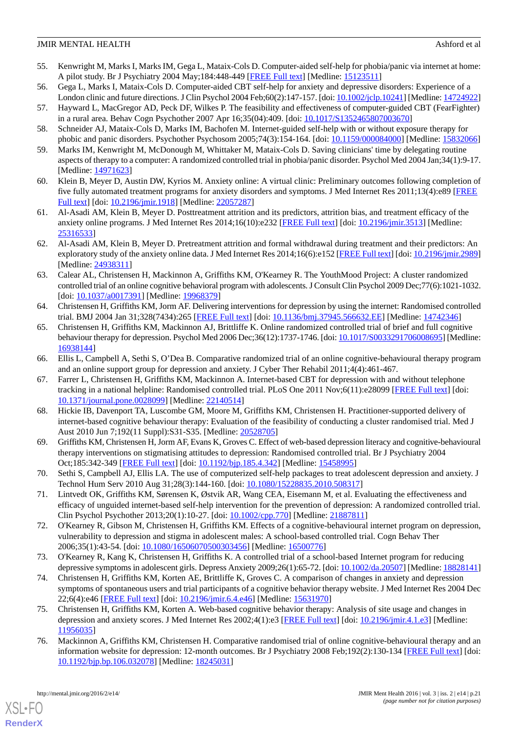55. Kenwright M, Marks I, Marks IM, Gega L, Mataix-Cols D. Computer-aided self-help for phobia/panic via internet at home: A pilot study. Br J Psychiatry 2004 May;184:448-449 [FREE Full text] [Medline: 15123511]
56. Gega L, Marks I, Mataix-Cols D. Computer-aided CBT self-help for anxiety and depressive disorders: Experience of a London clinic and future directions. J Clin Psychol 2004 Feb;60(2):147-157. [doi: 10.1002/jclp.10241] [Medline: 14724922]
57. Hayward L, MacGregor AD, Peck DF, Wilkes P. The feasibility and effectiveness of computer-guided CBT (FearFighter) in a rural area. Behav Cogn Psychother 2007 Apr 16;35(04):409. [doi: 10.1017/S1352465807003670]
58. Schneider AJ, Mataix-Cols D, Marks IM, Bachofen M. Internet-guided self-help with or without exposure therapy for phobic and panic disorders. Psychother Psychosom 2005;74(3):154-164. [doi: 10.1159/000084000] [Medline: 15832066]
59. Marks IM, Kenwright M, McDonough M, Whittaker M, Mataix-Cols D. Saving clinicians' time by delegating routine aspects of therapy to a computer: A randomized controlled trial in phobia/panic disorder. Psychol Med 2004 Jan;34(1):9-17. [Medline: 14971623]
60. Klein B, Meyer D, Austin DW, Kyrios M. Anxiety online: A virtual clinic: Preliminary outcomes following completion of five fully automated treatment programs for anxiety disorders and symptoms. J Med Internet Res 2011;13(4):e89 [FREE Full text] [doi: 10.2196/jmir.1918] [Medline: 22057287]
61. Al-Asadi AM, Klein B, Meyer D. Posttreatment attrition and its predictors, attrition bias, and treatment efficacy of the anxiety online programs. J Med Internet Res 2014;16(10):e232 [FREE Full text] [doi: 10.2196/jmir.3513] [Medline: 25316533]
62. Al-Asadi AM, Klein B, Meyer D. Pretreatment attrition and formal withdrawal during treatment and their predictors: An exploratory study of the anxiety online data. J Med Internet Res 2014;16(6):e152 [FREE Full text] [doi: 10.2196/jmir.2989] [Medline: 24938311]
63. Calear AL, Christensen H, Mackinnon A, Griffiths KM, O'Kearney R. The YouthMood Project: A cluster randomized controlled trial of an online cognitive behavioral program with adolescents. J Consult Clin Psychol 2009 Dec;77(6):1021-1032. [doi: 10.1037/a0017391] [Medline: 19968379]
64. Christensen H, Griffiths KM, Jorm AF. Delivering interventions for depression by using the internet: Randomised controlled trial. BMJ 2004 Jan 31;328(7434):265 [FREE Full text] [doi: 10.1136/bmj.37945.566632.EE] [Medline: 14742346]
65. Christensen H, Griffiths KM, Mackinnon AJ, Brittliffe K. Online randomized controlled trial of brief and full cognitive behaviour therapy for depression. Psychol Med 2006 Dec;36(12):1737-1746. [doi: 10.1017/S0033291706008695] [Medline: 16938144]
66. Ellis L, Campbell A, Sethi S, O'Dea B. Comparative randomized trial of an online cognitive-behavioural therapy program and an online support group for depression and anxiety. J Cyber Ther Rehabil 2011;4(4):461-467.
67. Farrer L, Christensen H, Griffiths KM, Mackinnon A. Internet-based CBT for depression with and without telephone tracking in a national helpline: Randomised controlled trial. PLoS One 2011 Nov;6(11):e28099 [FREE Full text] [doi: 10.1371/journal.pone.0028099] [Medline: 22140514]
68. Hickie IB, Davenport TA, Luscombe GM, Moore M, Griffiths KM, Christensen H. Practitioner-supported delivery of internet-based cognitive behaviour therapy: Evaluation of the feasibility of conducting a cluster randomised trial. Med J Aust 2010 Jun 7;192(11 Suppl):S31-S35. [Medline: 20528705]
69. Griffiths KM, Christensen H, Jorm AF, Evans K, Groves C. Effect of web-based depression literacy and cognitive-behavioural therapy interventions on stigmatising attitudes to depression: Randomised controlled trial. Br J Psychiatry 2004 Oct;185:342-349 [FREE Full text] [doi: 10.1192/bjp.185.4.342] [Medline: 15458995]
70. Sethi S, Campbell AJ, Ellis LA. The use of computerized self-help packages to treat adolescent depression and anxiety. J Technol Hum Serv 2010 Aug 31;28(3):144-160. [doi: 10.1080/15228835.2010.508317]
71. Lintvedt OK, Griffiths KM, Sørensen K, Østvik AR, Wang CEA, Eisemann M, et al. Evaluating the effectiveness and efficacy of unguided internet-based self-help intervention for the prevention of depression: A randomized controlled trial. Clin Psychol Psychother 2013;20(1):10-27. [doi: 10.1002/cpp.770] [Medline: 21887811]
72. O'Kearney R, Gibson M, Christensen H, Griffiths KM. Effects of a cognitive-behavioural internet program on depression, vulnerability to depression and stigma in adolescent males: A school-based controlled trial. Cogn Behav Ther 2006;35(1):43-54. [doi: 10.1080/16506070500303456] [Medline: 16500776]
73. O'Kearney R, Kang K, Christensen H, Griffiths K. A controlled trial of a school-based Internet program for reducing depressive symptoms in adolescent girls. Depress Anxiety 2009;26(1):65-72. [doi: 10.1002/da.20507] [Medline: 18828141]
74. Christensen H, Griffiths KM, Korten AE, Brittliffe K, Groves C. A comparison of changes in anxiety and depression symptoms of spontaneous users and trial participants of a cognitive behavior therapy website. J Med Internet Res 2004 Dec 22;6(4):e46 [FREE Full text] [doi: 10.2196/jmir.6.4.e46] [Medline: 15631970]
75. Christensen H, Griffiths KM, Korten A. Web-based cognitive behavior therapy: Analysis of site usage and changes in depression and anxiety scores. J Med Internet Res 2002;4(1):e3 [FREE Full text] [doi: 10.2196/jmir.4.1.e3] [Medline: 11956035]
76. Mackinnon A, Griffiths KM, Christensen H. Comparative randomised trial of online cognitive-behavioural therapy and an information website for depression: 12-month outcomes. Br J Psychiatry 2008 Feb;192(2):130-134 [FREE Full text] [doi: 10.1192/bjp.bp.106.032078] [Medline: 18245031]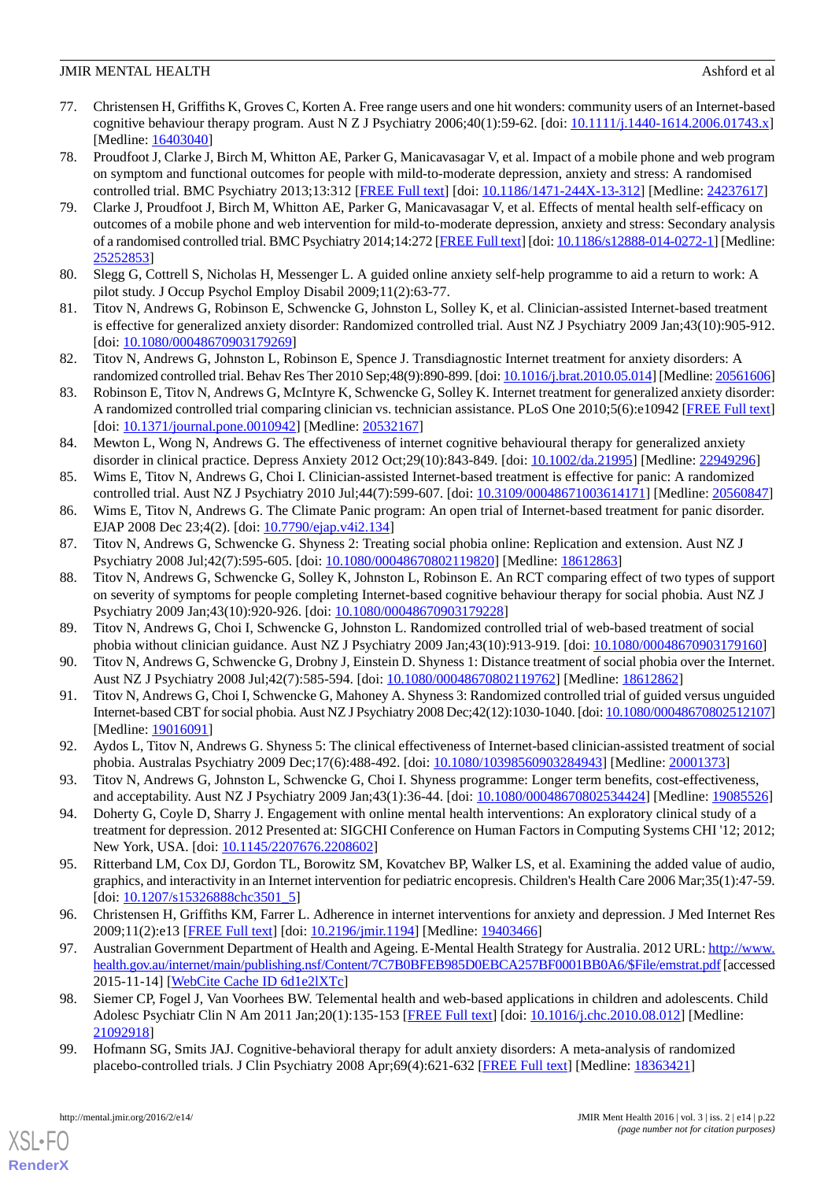77. Christensen H, Griffiths K, Groves C, Korten A. Free range users and one hit wonders: community users of an Internet-based cognitive behaviour therapy program. Aust N Z J Psychiatry 2006;40(1):59-62. [doi: 10.1111/j.1440-1614.2006.01743.x] [Medline: 16403040]
78. Proudfoot J, Clarke J, Birch M, Whitton AE, Parker G, Manicavasagar V, et al. Impact of a mobile phone and web program on symptom and functional outcomes for people with mild-to-moderate depression, anxiety and stress: A randomised controlled trial. BMC Psychiatry 2013;13:312 [FREE Full text] [doi: 10.1186/1471-244X-13-312] [Medline: 24237617]
79. Clarke J, Proudfoot J, Birch M, Whitton AE, Parker G, Manicavasagar V, et al. Effects of mental health self-efficacy on outcomes of a mobile phone and web intervention for mild-to-moderate depression, anxiety and stress: Secondary analysis of a randomised controlled trial. BMC Psychiatry 2014;14:272 [FREE Full text] [doi: 10.1186/s12888-014-0272-1] [Medline: 25252853]
80. Slegg G, Cottrell S, Nicholas H, Messenger L. A guided online anxiety self-help programme to aid a return to work: A pilot study. J Occup Psychol Employ Disabil 2009;11(2):63-77.
81. Titov N, Andrews G, Robinson E, Schwencke G, Johnston L, Solley K, et al. Clinician-assisted Internet-based treatment is effective for generalized anxiety disorder: Randomized controlled trial. Aust NZ J Psychiatry 2009 Jan;43(10):905-912. [doi: 10.1080/00048670903179269]
82. Titov N, Andrews G, Johnston L, Robinson E, Spence J. Transdiagnostic Internet treatment for anxiety disorders: A randomized controlled trial. Behav Res Ther 2010 Sep;48(9):890-899. [doi: 10.1016/j.brat.2010.05.014] [Medline: 20561606]
83. Robinson E, Titov N, Andrews G, McIntyre K, Schwencke G, Solley K. Internet treatment for generalized anxiety disorder: A randomized controlled trial comparing clinician vs. technician assistance. PLoS One 2010;5(6):e10942 [FREE Full text] [doi: 10.1371/journal.pone.0010942] [Medline: 20532167]
84. Mewton L, Wong N, Andrews G. The effectiveness of internet cognitive behavioural therapy for generalized anxiety disorder in clinical practice. Depress Anxiety 2012 Oct;29(10):843-849. [doi: 10.1002/da.21995] [Medline: 22949296]
85. Wims E, Titov N, Andrews G, Choi I. Clinician-assisted Internet-based treatment is effective for panic: A randomized controlled trial. Aust NZ J Psychiatry 2010 Jul;44(7):599-607. [doi: 10.3109/00048671003614171] [Medline: 20560847]
86. Wims E, Titov N, Andrews G. The Climate Panic program: An open trial of Internet-based treatment for panic disorder. EJAP 2008 Dec 23;4(2). [doi: 10.7790/ejap.v4i2.134]
87. Titov N, Andrews G, Schwencke G. Shyness 2: Treating social phobia online: Replication and extension. Aust NZ J Psychiatry 2008 Jul;42(7):595-605. [doi: 10.1080/00048670802119820] [Medline: 18612863]
88. Titov N, Andrews G, Schwencke G, Solley K, Johnston L, Robinson E. An RCT comparing effect of two types of support on severity of symptoms for people completing Internet-based cognitive behaviour therapy for social phobia. Aust NZ J Psychiatry 2009 Jan;43(10):920-926. [doi: 10.1080/00048670903179228]
89. Titov N, Andrews G, Choi I, Schwencke G, Johnston L. Randomized controlled trial of web-based treatment of social phobia without clinician guidance. Aust NZ J Psychiatry 2009 Jan;43(10):913-919. [doi: 10.1080/00048670903179160]
90. Titov N, Andrews G, Schwencke G, Drobny J, Einstein D. Shyness 1: Distance treatment of social phobia over the Internet. Aust NZ J Psychiatry 2008 Jul;42(7):585-594. [doi: 10.1080/00048670802119762] [Medline: 18612862]
91. Titov N, Andrews G, Choi I, Schwencke G, Mahoney A. Shyness 3: Randomized controlled trial of guided versus unguided Internet-based CBT for social phobia. Aust NZ J Psychiatry 2008 Dec;42(12):1030-1040. [doi: 10.1080/00048670802512107] [Medline: 19016091]
92. Aydos L, Titov N, Andrews G. Shyness 5: The clinical effectiveness of Internet-based clinician-assisted treatment of social phobia. Australas Psychiatry 2009 Dec;17(6):488-492. [doi: 10.1080/10398560903284943] [Medline: 20001373]
93. Titov N, Andrews G, Johnston L, Schwencke G, Choi I. Shyness programme: Longer term benefits, cost-effectiveness, and acceptability. Aust NZ J Psychiatry 2009 Jan;43(1):36-44. [doi: 10.1080/00048670802534424] [Medline: 19085526]
94. Doherty G, Coyle D, Sharry J. Engagement with online mental health interventions: An exploratory clinical study of a treatment for depression. 2012 Presented at: SIGCHI Conference on Human Factors in Computing Systems CHI '12; 2012; New York, USA. [doi: 10.1145/2207676.2208602]
95. Ritterband LM, Cox DJ, Gordon TL, Borowitz SM, Kovatchev BP, Walker LS, et al. Examining the added value of audio, graphics, and interactivity in an Internet intervention for pediatric encopresis. Children's Health Care 2006 Mar;35(1):47-59. [doi: 10.1207/s15326888chc3501_5]
96. Christensen H, Griffiths KM, Farrer L. Adherence in internet interventions for anxiety and depression. J Med Internet Res 2009;11(2):e13 [FREE Full text] [doi: 10.2196/jmir.1194] [Medline: 19403466]
97. Australian Government Department of Health and Ageing. E-Mental Health Strategy for Australia. 2012 URL: http://www.health.gov.au/internet/main/publishing.nsf/Content/7C7B0BFEB985D0EBCA257BF0001BB0A6/$File/emstrat.pdf [accessed 2015-11-14] [WebCite Cache ID 6d1e2lXTc]
98. Siemer CP, Fogel J, Van Voorhees BW. Telemental health and web-based applications in children and adolescents. Child Adolesc Psychiatr Clin N Am 2011 Jan;20(1):135-153 [FREE Full text] [doi: 10.1016/j.chc.2010.08.012] [Medline: 21092918]
99. Hofmann SG, Smits JAJ. Cognitive-behavioral therapy for adult anxiety disorders: A meta-analysis of randomized placebo-controlled trials. J Clin Psychiatry 2008 Apr;69(4):621-632 [FREE Full text] [Medline: 18363421]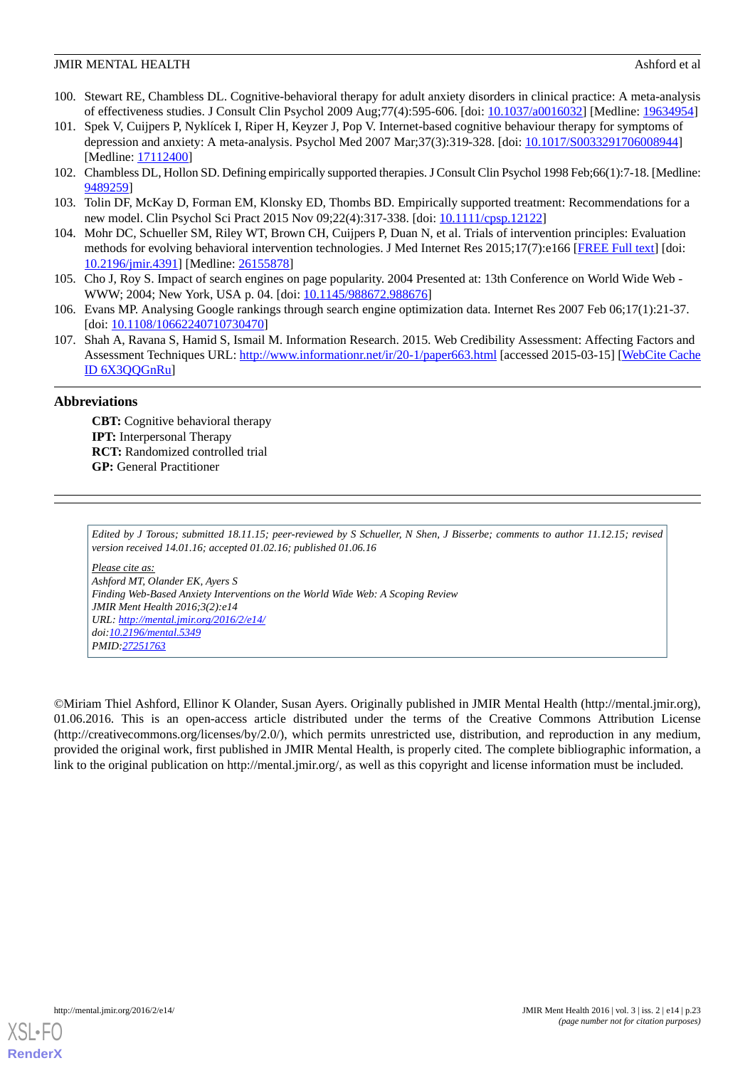100. Stewart RE, Chambless DL. Cognitive-behavioral therapy for adult anxiety disorders in clinical practice: A meta-analysis of effectiveness studies. J Consult Clin Psychol 2009 Aug;77(4):595-606. [doi: 10.1037/a0016032] [Medline: 19634954]
101. Spek V, Cuijpers P, Nyklícek I, Riper H, Keyzer J, Pop V. Internet-based cognitive behaviour therapy for symptoms of depression and anxiety: A meta-analysis. Psychol Med 2007 Mar;37(3):319-328. [doi: 10.1017/S0033291706008944] [Medline: 17112400]
102. Chambless DL, Hollon SD. Defining empirically supported therapies. J Consult Clin Psychol 1998 Feb;66(1):7-18. [Medline: 9489259]
103. Tolin DF, McKay D, Forman EM, Klonsky ED, Thombs BD. Empirically supported treatment: Recommendations for a new model. Clin Psychol Sci Pract 2015 Nov 09;22(4):317-338. [doi: 10.1111/cpsp.12122]
104. Mohr DC, Schueller SM, Riley WT, Brown CH, Cuijpers P, Duan N, et al. Trials of intervention principles: Evaluation methods for evolving behavioral intervention technologies. J Med Internet Res 2015;17(7):e166 [FREE Full text] [doi: 10.2196/jmir.4391] [Medline: 26155878]
105. Cho J, Roy S. Impact of search engines on page popularity. 2004 Presented at: 13th Conference on World Wide Web - WWW; 2004; New York, USA p. 04. [doi: 10.1145/988672.988676]
106. Evans MP. Analysing Google rankings through search engine optimization data. Internet Res 2007 Feb 06;17(1):21-37. [doi: 10.1108/10662240710730470]
107. Shah A, Ravana S, Hamid S, Ismail M. Information Research. 2015. Web Credibility Assessment: Affecting Factors and Assessment Techniques URL: http://www.informationr.net/ir/20-1/paper663.html [accessed 2015-03-15] [WebCite Cache ID 6X3QQGnRu]

## Abbreviations

**CBT:** Cognitive behavioral therapy
**IPT:** Interpersonal Therapy
**RCT:** Randomized controlled trial
**GP:** General Practitioner

---

*Edited by J Torous; submitted 18.11.15; peer-reviewed by S Schueller, N Shen, J Bisserbe; comments to author 11.12.15; revised version received 14.01.16; accepted 01.02.16; published 01.06.16*

*Please cite as:*
*Ashford MT, Olander EK, Ayers S*
*Finding Web-Based Anxiety Interventions on the World Wide Web: A Scoping Review*
*JMIR Ment Health 2016;3(2):e14*
*URL: http://mental.jmir.org/2016/2/e14/*
*doi:10.2196/mental.5349*
*PMID:27251763*

©Miriam Thiel Ashford, Ellinor K Olander, Susan Ayers. Originally published in JMIR Mental Health (http://mental.jmir.org), 01.06.2016. This is an open-access article distributed under the terms of the Creative Commons Attribution License (http://creativecommons.org/licenses/by/2.0/), which permits unrestricted use, distribution, and reproduction in any medium, provided the original work, first published in JMIR Mental Health, is properly cited. The complete bibliographic information, a link to the original publication on http://mental.jmir.org/, as well as this copyright and license information must be included.